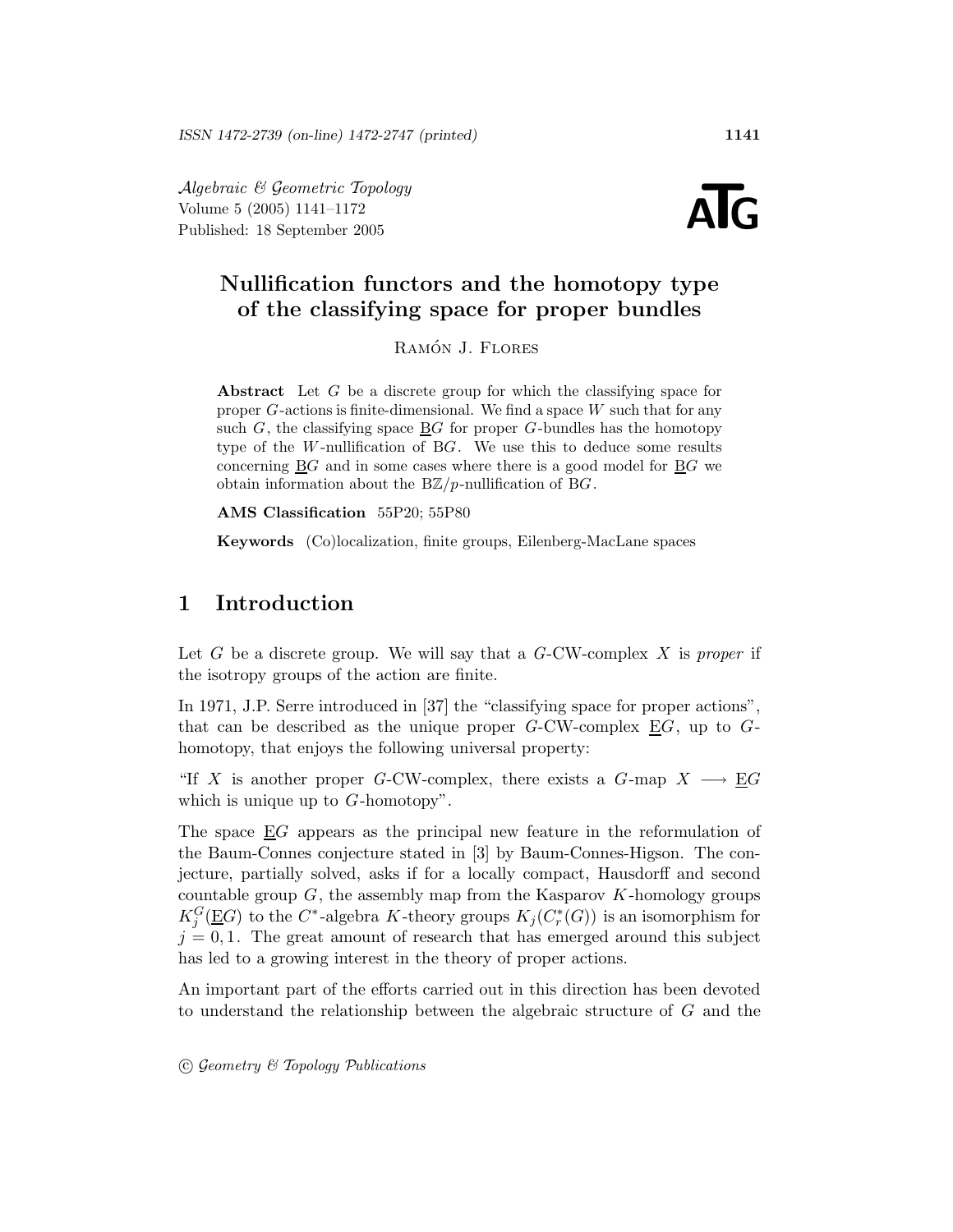# Nullification functors and the homotopy type of the classifying space for proper bundles

Ramón J. Flores

**Abstract** Let $G$ be a discrete group for which the classifying space for proper $G$-actions is finite-dimensional. We find a space $W$ such that for any such $G$, the classifying space $\underline{B}G$ for proper $G$-bundles has the homotopy type of the $W$-nullification of $BG$. We use this to deduce some results concerning $\underline{B}G$ and in some cases where there is a good model for $\underline{B}G$ we obtain information about the $B\mathbb{Z}/p$-nullification of $BG$.

**AMS Classification** 55P20; 55P80

**Keywords** (Co)localization, finite groups, Eilenberg-MacLane spaces

## 1 Introduction

Let $G$ be a discrete group. We will say that a $G$-CW-complex $X$ is *proper* if the isotropy groups of the action are finite.

In 1971, J.P. Serre introduced in [37] the "classifying space for proper actions", that can be described as the unique proper $G$-CW-complex $\underline{E}G$, up to $G$-homotopy, that enjoys the following universal property:

"If $X$ is another proper $G$-CW-complex, there exists a $G$-map $X \longrightarrow \underline{E}G$ which is unique up to $G$-homotopy".

The space $\underline{E}G$ appears as the principal new feature in the reformulation of the Baum-Connes conjecture stated in [3] by Baum-Connes-Higson. The conjecture, partially solved, asks if for a locally compact, Hausdorff and second countable group $G$, the assembly map from the Kasparov $K$-homology groups $K_j^G(\underline{E}G)$ to the $C^*$-algebra $K$-theory groups $K_j(C_r^*(G))$ is an isomorphism for $j = 0, 1$. The great amount of research that has emerged around this subject has led to a growing interest in the theory of proper actions.

An important part of the efforts carried out in this direction has been devoted to understand the relationship between the algebraic structure of $G$ and the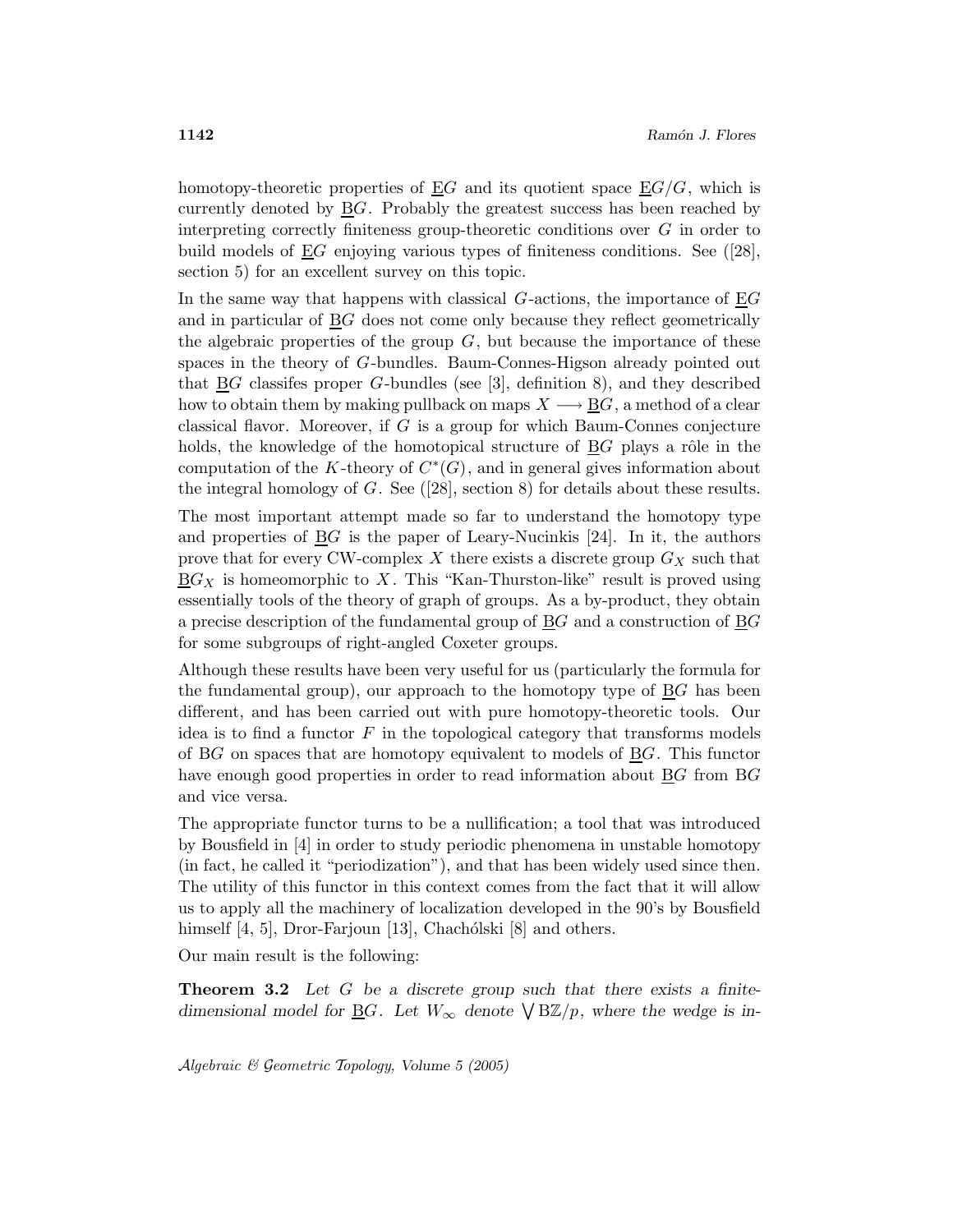homotopy-theoretic properties of $\underline{\mathrm{E}}G$ and its quotient space $\underline{\mathrm{E}}G/G$, which is currently denoted by $\underline{\mathrm{B}}G$. Probably the greatest success has been reached by interpreting correctly finiteness group-theoretic conditions over $G$ in order to build models of $\underline{\mathrm{E}}G$ enjoying various types of finiteness conditions. See ([28], section 5) for an excellent survey on this topic.

In the same way that happens with classical $G$-actions, the importance of $\underline{\mathrm{E}}G$ and in particular of $\underline{\mathrm{B}}G$ does not come only because they reflect geometrically the algebraic properties of the group $G$, but because the importance of these spaces in the theory of $G$-bundles. Baum-Connes-Higson already pointed out that $\underline{\mathrm{B}}G$ classifes proper $G$-bundles (see [3], definition 8), and they described how to obtain them by making pullback on maps $X \longrightarrow \underline{\mathrm{B}}G$, a method of a clear classical flavor. Moreover, if $G$ is a group for which Baum-Connes conjecture holds, the knowledge of the homotopical structure of $\underline{\mathrm{B}}G$ plays a rôle in the computation of the $K$-theory of $C^*(G)$, and in general gives information about the integral homology of $G$. See ([28], section 8) for details about these results.

The most important attempt made so far to understand the homotopy type and properties of $\underline{\mathrm{B}}G$ is the paper of Leary-Nucinkis [24]. In it, the authors prove that for every CW-complex $X$ there exists a discrete group $G_X$ such that $\underline{\mathrm{B}}G_X$ is homeomorphic to $X$. This "Kan-Thurston-like" result is proved using essentially tools of the theory of graph of groups. As a by-product, they obtain a precise description of the fundamental group of $\underline{\mathrm{B}}G$ and a construction of $\underline{\mathrm{B}}G$ for some subgroups of right-angled Coxeter groups.

Although these results have been very useful for us (particularly the formula for the fundamental group), our approach to the homotopy type of $\underline{\mathrm{B}}G$ has been different, and has been carried out with pure homotopy-theoretic tools. Our idea is to find a functor $F$ in the topological category that transforms models of $\mathrm{B}G$ on spaces that are homotopy equivalent to models of $\underline{\mathrm{B}}G$. This functor have enough good properties in order to read information about $\underline{\mathrm{B}}G$ from $\mathrm{B}G$ and vice versa.

The appropriate functor turns to be a nullification; a tool that was introduced by Bousfield in [4] in order to study periodic phenomena in unstable homotopy (in fact, he called it "periodization"), and that has been widely used since then. The utility of this functor in this context comes from the fact that it will allow us to apply all the machinery of localization developed in the 90's by Bousfield himself [4, 5], Dror-Farjoun [13], Chachólski [8] and others.

Our main result is the following:

**Theorem 3.2** *Let $G$ be a discrete group such that there exists a finite-dimensional model for $\underline{\mathrm{B}}G$. Let $W_\infty$ denote $\bigvee \mathrm{B}\mathbb{Z}/p$, where the wedge is in-*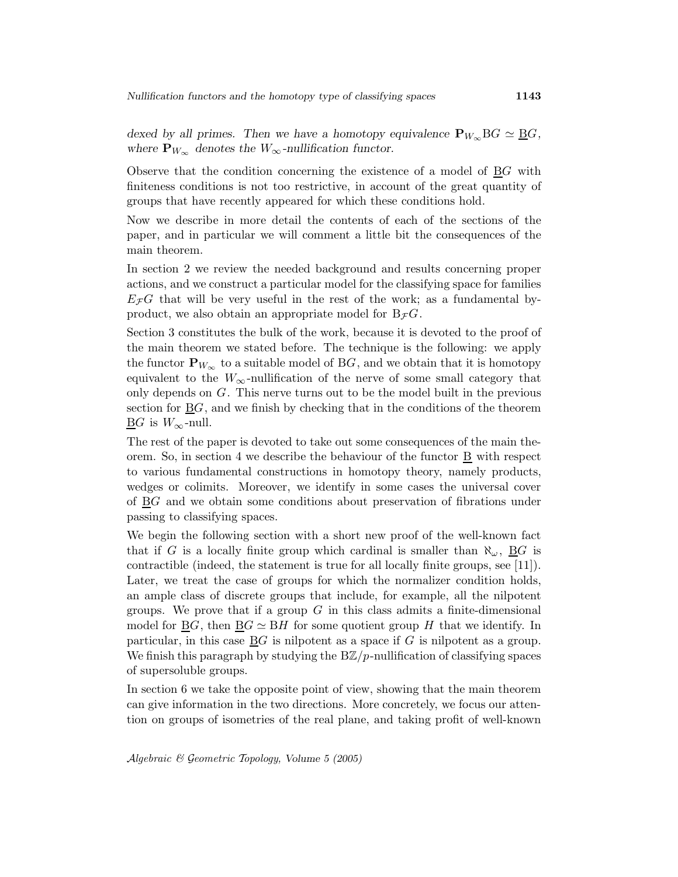*dexed by all primes. Then we have a homotopy equivalence $\mathbf{P}_{W_\infty}\mathrm{B}G \simeq \underline{\mathrm{B}}G$, where $\mathbf{P}_{W_\infty}$ denotes the $W_\infty$-nullification functor.*

Observe that the condition concerning the existence of a model of $\underline{\mathrm{B}}G$ with finiteness conditions is not too restrictive, in account of the great quantity of groups that have recently appeared for which these conditions hold.

Now we describe in more detail the contents of each of the sections of the paper, and in particular we will comment a little bit the consequences of the main theorem.

In section 2 we review the needed background and results concerning proper actions, and we construct a particular model for the classifying space for families $E_{\mathcal{F}}G$ that will be very useful in the rest of the work; as a fundamental by-product, we also obtain an appropriate model for $\mathrm{B}_{\mathcal{F}}G$.

Section 3 constitutes the bulk of the work, because it is devoted to the proof of the main theorem we stated before. The technique is the following: we apply the functor $\mathbf{P}_{W_\infty}$ to a suitable model of $\mathrm{B}G$, and we obtain that it is homotopy equivalent to the $W_\infty$-nullification of the nerve of some small category that only depends on $G$. This nerve turns out to be the model built in the previous section for $\underline{\mathrm{B}}G$, and we finish by checking that in the conditions of the theorem $\underline{\mathrm{B}}G$ is $W_\infty$-null.

The rest of the paper is devoted to take out some consequences of the main theorem. So, in section 4 we describe the behaviour of the functor $\underline{\mathrm{B}}$ with respect to various fundamental constructions in homotopy theory, namely products, wedges or colimits. Moreover, we identify in some cases the universal cover of $\underline{\mathrm{B}}G$ and we obtain some conditions about preservation of fibrations under passing to classifying spaces.

We begin the following section with a short new proof of the well-known fact that if $G$ is a locally finite group which cardinal is smaller than $\aleph_\omega$, $\underline{\mathrm{B}}G$ is contractible (indeed, the statement is true for all locally finite groups, see [11]). Later, we treat the case of groups for which the normalizer condition holds, an ample class of discrete groups that include, for example, all the nilpotent groups. We prove that if a group $G$ in this class admits a finite-dimensional model for $\underline{\mathrm{B}}G$, then $\underline{\mathrm{B}}G \simeq \mathrm{B}H$ for some quotient group $H$ that we identify. In particular, in this case $\underline{\mathrm{B}}G$ is nilpotent as a space if $G$ is nilpotent as a group. We finish this paragraph by studying the $\mathrm{B}\mathbb{Z}/p$-nullification of classifying spaces of supersoluble groups.

In section 6 we take the opposite point of view, showing that the main theorem can give information in the two directions. More concretely, we focus our attention on groups of isometries of the real plane, and taking profit of well-known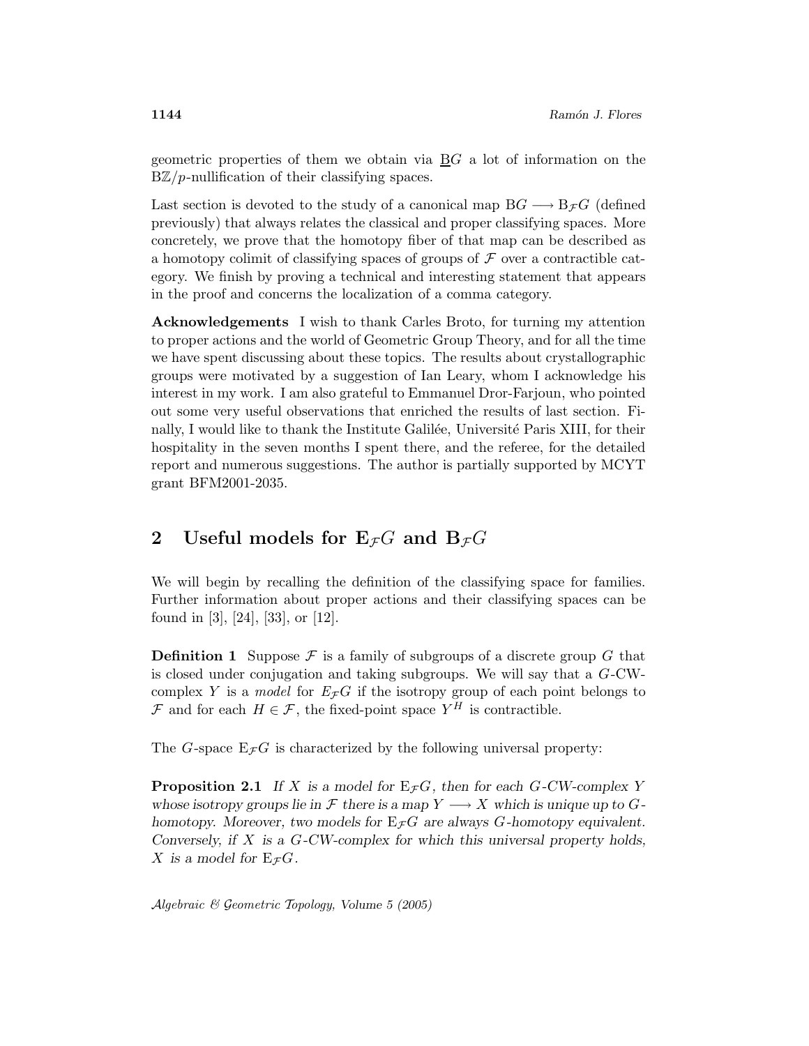geometric properties of them we obtain via $\underline{\mathrm{B}}G$ a lot of information on the $\mathrm{B}\mathbb{Z}/p$-nullification of their classifying spaces.

Last section is devoted to the study of a canonical map $\mathrm{B}G \longrightarrow \mathrm{B}_{\mathcal{F}}G$ (defined previously) that always relates the classical and proper classifying spaces. More concretely, we prove that the homotopy fiber of that map can be described as a homotopy colimit of classifying spaces of groups of $\mathcal{F}$ over a contractible category. We finish by proving a technical and interesting statement that appears in the proof and concerns the localization of a comma category.

**Acknowledgements** I wish to thank Carles Broto, for turning my attention to proper actions and the world of Geometric Group Theory, and for all the time we have spent discussing about these topics. The results about crystallographic groups were motivated by a suggestion of Ian Leary, whom I acknowledge his interest in my work. I am also grateful to Emmanuel Dror-Farjoun, who pointed out some very useful observations that enriched the results of last section. Finally, I would like to thank the Institute Galilée, Université Paris XIII, for their hospitality in the seven months I spent there, and the referee, for the detailed report and numerous suggestions. The author is partially supported by MCYT grant BFM2001-2035.

## 2 Useful models for $\mathrm{E}_{\mathcal{F}}G$ and $\mathrm{B}_{\mathcal{F}}G$

We will begin by recalling the definition of the classifying space for families. Further information about proper actions and their classifying spaces can be found in [3], [24], [33], or [12].

**Definition 1** Suppose $\mathcal{F}$ is a family of subgroups of a discrete group $G$ that is closed under conjugation and taking subgroups. We will say that a $G$-CW-complex $Y$ is a *model* for $E_{\mathcal{F}}G$ if the isotropy group of each point belongs to $\mathcal{F}$ and for each $H \in \mathcal{F}$, the fixed-point space $Y^H$ is contractible.

The $G$-space $\mathrm{E}_{\mathcal{F}}G$ is characterized by the following universal property:

**Proposition 2.1** *If $X$ is a model for $\mathrm{E}_{\mathcal{F}}G$, then for each $G$-CW-complex $Y$ whose isotropy groups lie in $\mathcal{F}$ there is a map $Y \longrightarrow X$ which is unique up to $G$-homotopy. Moreover, two models for $\mathrm{E}_{\mathcal{F}}G$ are always $G$-homotopy equivalent. Conversely, if $X$ is a $G$-CW-complex for which this universal property holds, $X$ is a model for $\mathrm{E}_{\mathcal{F}}G$.*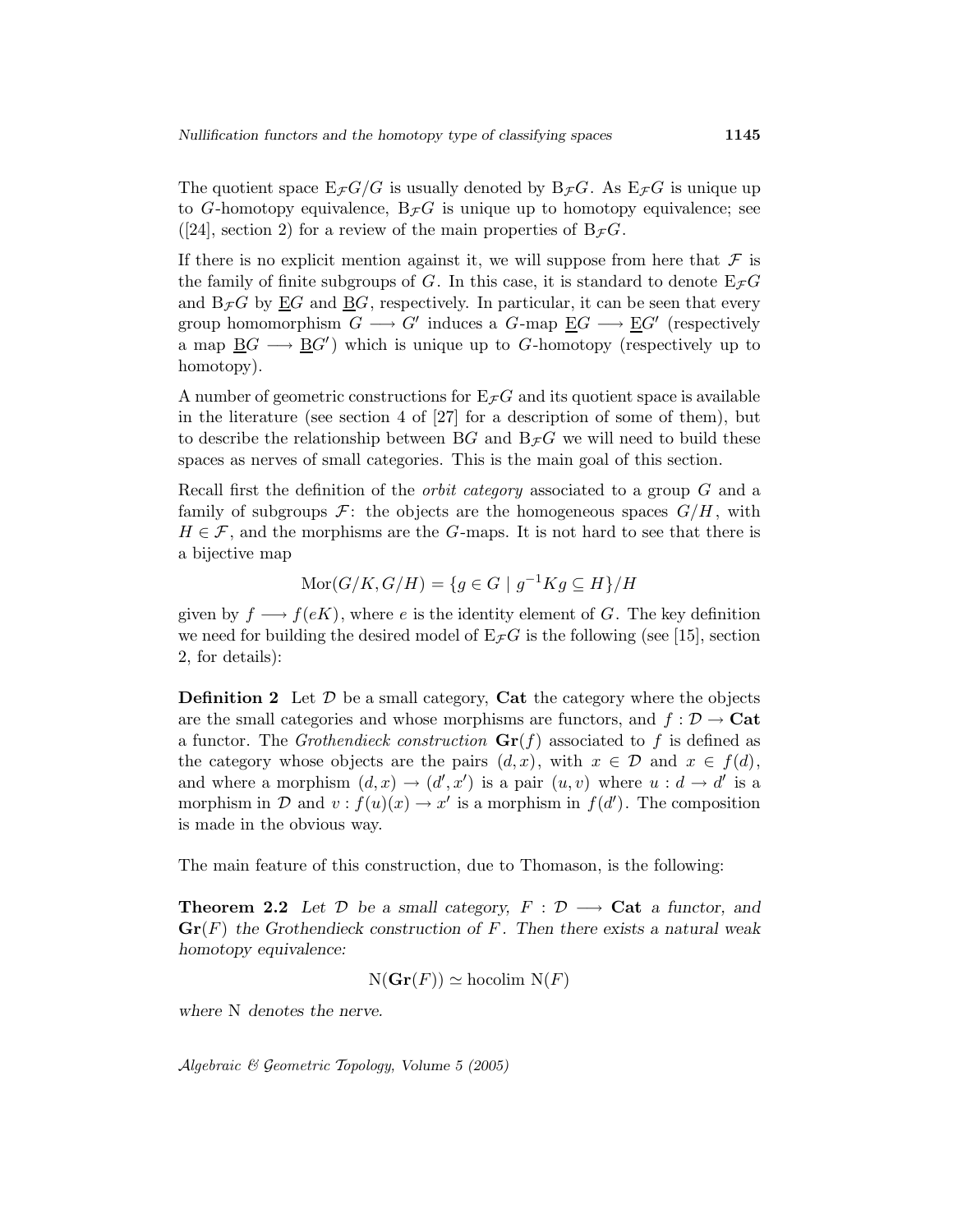The quotient space $\mathrm{E}_{\mathcal{F}}G/G$ is usually denoted by $\mathrm{B}_{\mathcal{F}}G$. As $\mathrm{E}_{\mathcal{F}}G$ is unique up to $G$-homotopy equivalence, $\mathrm{B}_{\mathcal{F}}G$ is unique up to homotopy equivalence; see ([24], section 2) for a review of the main properties of $\mathrm{B}_{\mathcal{F}}G$.

If there is no explicit mention against it, we will suppose from here that $\mathcal{F}$ is the family of finite subgroups of $G$. In this case, it is standard to denote $\mathrm{E}_{\mathcal{F}}G$ and $\mathrm{B}_{\mathcal{F}}G$ by $\underline{\mathrm{E}}G$ and $\underline{\mathrm{B}}G$, respectively. In particular, it can be seen that every group homomorphism $G \longrightarrow G'$ induces a $G$-map $\underline{\mathrm{E}}G \longrightarrow \underline{\mathrm{E}}G'$ (respectively a map $\underline{\mathrm{B}}G \longrightarrow \underline{\mathrm{B}}G'$) which is unique up to $G$-homotopy (respectively up to homotopy).

A number of geometric constructions for $\mathrm{E}_{\mathcal{F}}G$ and its quotient space is available in the literature (see section 4 of [27] for a description of some of them), but to describe the relationship between $\mathrm{B}G$ and $\mathrm{B}_{\mathcal{F}}G$ we will need to build these spaces as nerves of small categories. This is the main goal of this section.

Recall first the definition of the *orbit category* associated to a group $G$ and a family of subgroups $\mathcal{F}$: the objects are the homogeneous spaces $G/H$, with $H \in \mathcal{F}$, and the morphisms are the $G$-maps. It is not hard to see that there is a bijective map

$$\mathrm{Mor}(G/K, G/H) = \{g \in G \mid g^{-1}Kg \subseteq H\}/H$$

given by $f \longrightarrow f(eK)$, where $e$ is the identity element of $G$. The key definition we need for building the desired model of $\mathrm{E}_{\mathcal{F}}G$ is the following (see [15], section 2, for details):

**Definition 2** Let $\mathcal{D}$ be a small category, **Cat** the category where the objects are the small categories and whose morphisms are functors, and $f : \mathcal{D} \to \mathbf{Cat}$ a functor. The *Grothendieck construction* $\mathbf{Gr}(f)$ associated to $f$ is defined as the category whose objects are the pairs $(d, x)$, with $x \in \mathcal{D}$ and $x \in f(d)$, and where a morphism $(d, x) \to (d', x')$ is a pair $(u, v)$ where $u : d \to d'$ is a morphism in $\mathcal{D}$ and $v : f(u)(x) \to x'$ is a morphism in $f(d')$. The composition is made in the obvious way.

The main feature of this construction, due to Thomason, is the following:

**Theorem 2.2** *Let $\mathcal{D}$ be a small category, $F : \mathcal{D} \longrightarrow \mathbf{Cat}$ a functor, and $\mathbf{Gr}(F)$ the Grothendieck construction of $F$. Then there exists a natural weak homotopy equivalence:*

$$\mathrm{N}(\mathbf{Gr}(F)) \simeq \mathrm{hocolim}\ \mathrm{N}(F)$$

*where* $\mathrm{N}$ *denotes the nerve.*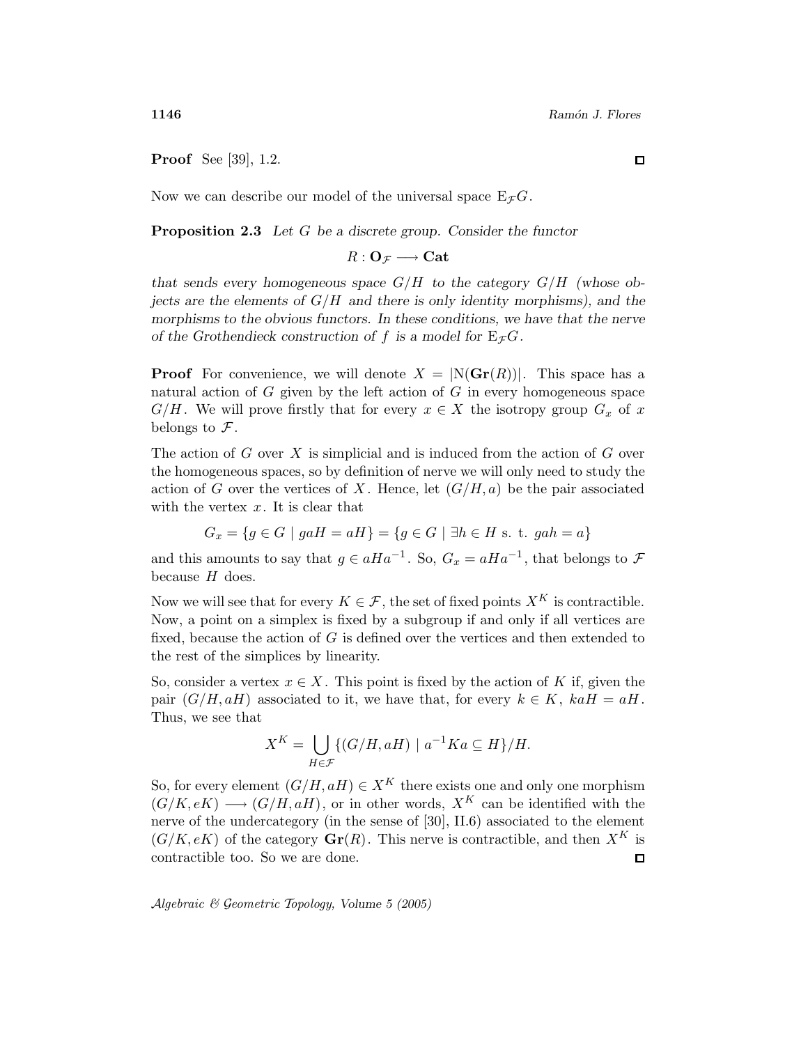**Proof** See [39], 1.2. □

Now we can describe our model of the universal space $\mathrm{E}_{\mathcal{F}}G$.

**Proposition 2.3** *Let $G$ be a discrete group. Consider the functor*

$$R : \mathbf{O}_{\mathcal{F}} \longrightarrow \mathbf{Cat}$$

*that sends every homogeneous space $G/H$ to the category $G/H$ (whose objects are the elements of $G/H$ and there is only identity morphisms), and the morphisms to the obvious functors. In these conditions, we have that the nerve of the Grothendieck construction of $f$ is a model for $\mathrm{E}_{\mathcal{F}}G$.*

**Proof** For convenience, we will denote $X = |\mathrm{N}(\mathbf{Gr}(R))|$. This space has a natural action of $G$ given by the left action of $G$ in every homogeneous space $G/H$. We will prove firstly that for every $x \in X$ the isotropy group $G_x$ of $x$ belongs to $\mathcal{F}$.

The action of $G$ over $X$ is simplicial and is induced from the action of $G$ over the homogeneous spaces, so by definition of nerve we will only need to study the action of $G$ over the vertices of $X$. Hence, let $(G/H, a)$ be the pair associated with the vertex $x$. It is clear that

$$G_x = \{g \in G \mid gaH = aH\} = \{g \in G \mid \exists h \in H \text{ s. t. } gah = a\}$$

and this amounts to say that $g \in aHa^{-1}$. So, $G_x = aHa^{-1}$, that belongs to $\mathcal{F}$ because $H$ does.

Now we will see that for every $K \in \mathcal{F}$, the set of fixed points $X^K$ is contractible. Now, a point on a simplex is fixed by a subgroup if and only if all vertices are fixed, because the action of $G$ is defined over the vertices and then extended to the rest of the simplices by linearity.

So, consider a vertex $x \in X$. This point is fixed by the action of $K$ if, given the pair $(G/H, aH)$ associated to it, we have that, for every $k \in K$, $kaH = aH$. Thus, we see that

$$X^K = \bigcup_{H \in \mathcal{F}} \{(G/H, aH) \mid a^{-1}Ka \subseteq H\}/H.$$

So, for every element $(G/H, aH) \in X^K$ there exists one and only one morphism $(G/K, eK) \longrightarrow (G/H, aH)$, or in other words, $X^K$ can be identified with the nerve of the undercategory (in the sense of [30], II.6) associated to the element $(G/K, eK)$ of the category $\mathbf{Gr}(R)$. This nerve is contractible, and then $X^K$ is contractible too. So we are done. □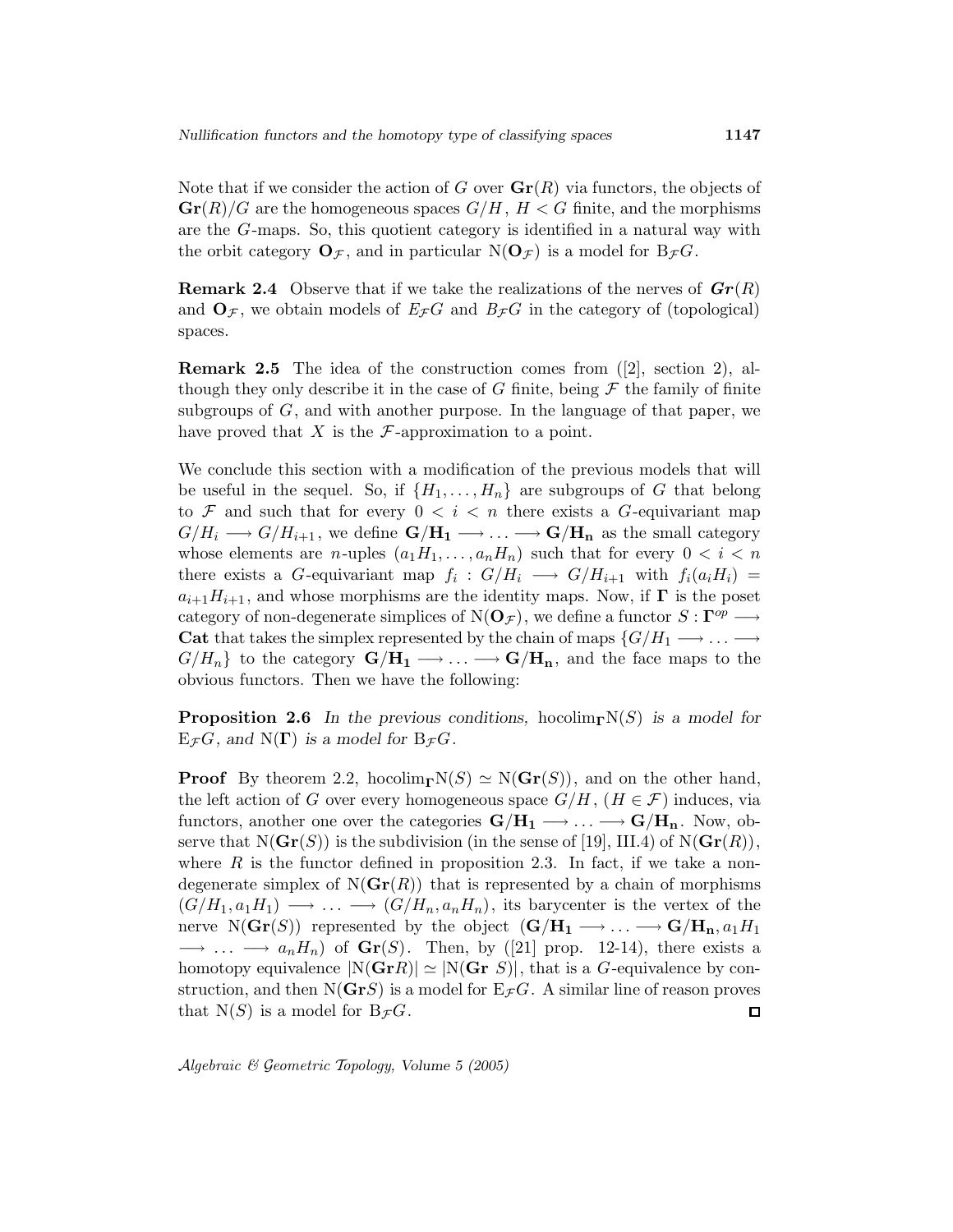Note that if we consider the action of $G$ over $\mathbf{Gr}(R)$ via functors, the objects of $\mathbf{Gr}(R)/G$ are the homogeneous spaces $G/H$, $H < G$ finite, and the morphisms are the $G$-maps. So, this quotient category is identified in a natural way with the orbit category $\mathbf{O}_{\mathcal{F}}$, and in particular $\mathrm{N}(\mathbf{O}_{\mathcal{F}})$ is a model for $\mathrm{B}_{\mathcal{F}}G$.

**Remark 2.4** Observe that if we take the realizations of the nerves of $\boldsymbol{Gr}(R)$ and $\mathbf{O}_{\mathcal{F}}$, we obtain models of $E_{\mathcal{F}}G$ and $B_{\mathcal{F}}G$ in the category of (topological) spaces.

**Remark 2.5** The idea of the construction comes from ([2], section 2), although they only describe it in the case of $G$ finite, being $\mathcal{F}$ the family of finite subgroups of $G$, and with another purpose. In the language of that paper, we have proved that $X$ is the $\mathcal{F}$-approximation to a point.

We conclude this section with a modification of the previous models that will be useful in the sequel. So, if $\{H_1, \ldots, H_n\}$ are subgroups of $G$ that belong to $\mathcal{F}$ and such that for every $0 < i < n$ there exists a $G$-equivariant map $G/H_i \longrightarrow G/H_{i+1}$, we define $\mathbf{G/H_1} \longrightarrow \ldots \longrightarrow \mathbf{G/H_n}$ as the small category whose elements are $n$-uples $(a_1H_1, \ldots, a_nH_n)$ such that for every $0 < i < n$ there exists a $G$-equivariant map $f_i : G/H_i \longrightarrow G/H_{i+1}$ with $f_i(a_iH_i) = a_{i+1}H_{i+1}$, and whose morphisms are the identity maps. Now, if $\mathbf{\Gamma}$ is the poset category of non-degenerate simplices of $\mathrm{N}(\mathbf{O}_{\mathcal{F}})$, we define a functor $S : \mathbf{\Gamma}^{op} \longrightarrow$ **Cat** that takes the simplex represented by the chain of maps $\{G/H_1 \longrightarrow \ldots \longrightarrow G/H_n\}$ to the category $\mathbf{G/H_1} \longrightarrow \ldots \longrightarrow \mathbf{G/H_n}$, and the face maps to the obvious functors. Then we have the following:

**Proposition 2.6** *In the previous conditions,* $\mathrm{hocolim}_{\mathbf{\Gamma}}\mathrm{N}(S)$ *is a model for* $\mathrm{E}_{\mathcal{F}}G$*, and* $\mathrm{N}(\mathbf{\Gamma})$ *is a model for* $\mathrm{B}_{\mathcal{F}}G$*.*

**Proof** By theorem 2.2, $\mathrm{hocolim}_{\mathbf{\Gamma}}\mathrm{N}(S) \simeq \mathrm{N}(\mathbf{Gr}(S))$, and on the other hand, the left action of $G$ over every homogeneous space $G/H$, $(H \in \mathcal{F})$ induces, via functors, another one over the categories $\mathbf{G/H_1} \longrightarrow \ldots \longrightarrow \mathbf{G/H_n}$. Now, observe that $\mathrm{N}(\mathbf{Gr}(S))$ is the subdivision (in the sense of [19], III.4) of $\mathrm{N}(\mathbf{Gr}(R))$, where $R$ is the functor defined in proposition 2.3. In fact, if we take a non-degenerate simplex of $\mathrm{N}(\mathbf{Gr}(R))$ that is represented by a chain of morphisms $(G/H_1, a_1H_1) \longrightarrow \ldots \longrightarrow (G/H_n, a_nH_n)$, its barycenter is the vertex of the nerve $\mathrm{N}(\mathbf{Gr}(S))$ represented by the object $(\mathbf{G/H_1} \longrightarrow \ldots \longrightarrow \mathbf{G/H_n}, a_1H_1 \longrightarrow \ldots \longrightarrow a_nH_n)$ of $\mathbf{Gr}(S)$. Then, by ([21] prop. 12-14), there exists a homotopy equivalence $|\mathrm{N}(\mathbf{Gr}R)| \simeq |\mathrm{N}(\mathbf{Gr}\ S)|$, that is a $G$-equivalence by construction, and then $\mathrm{N}(\mathbf{Gr}S)$ is a model for $\mathrm{E}_{\mathcal{F}}G$. A similar line of reason proves that $\mathrm{N}(S)$ is a model for $\mathrm{B}_{\mathcal{F}}G$. □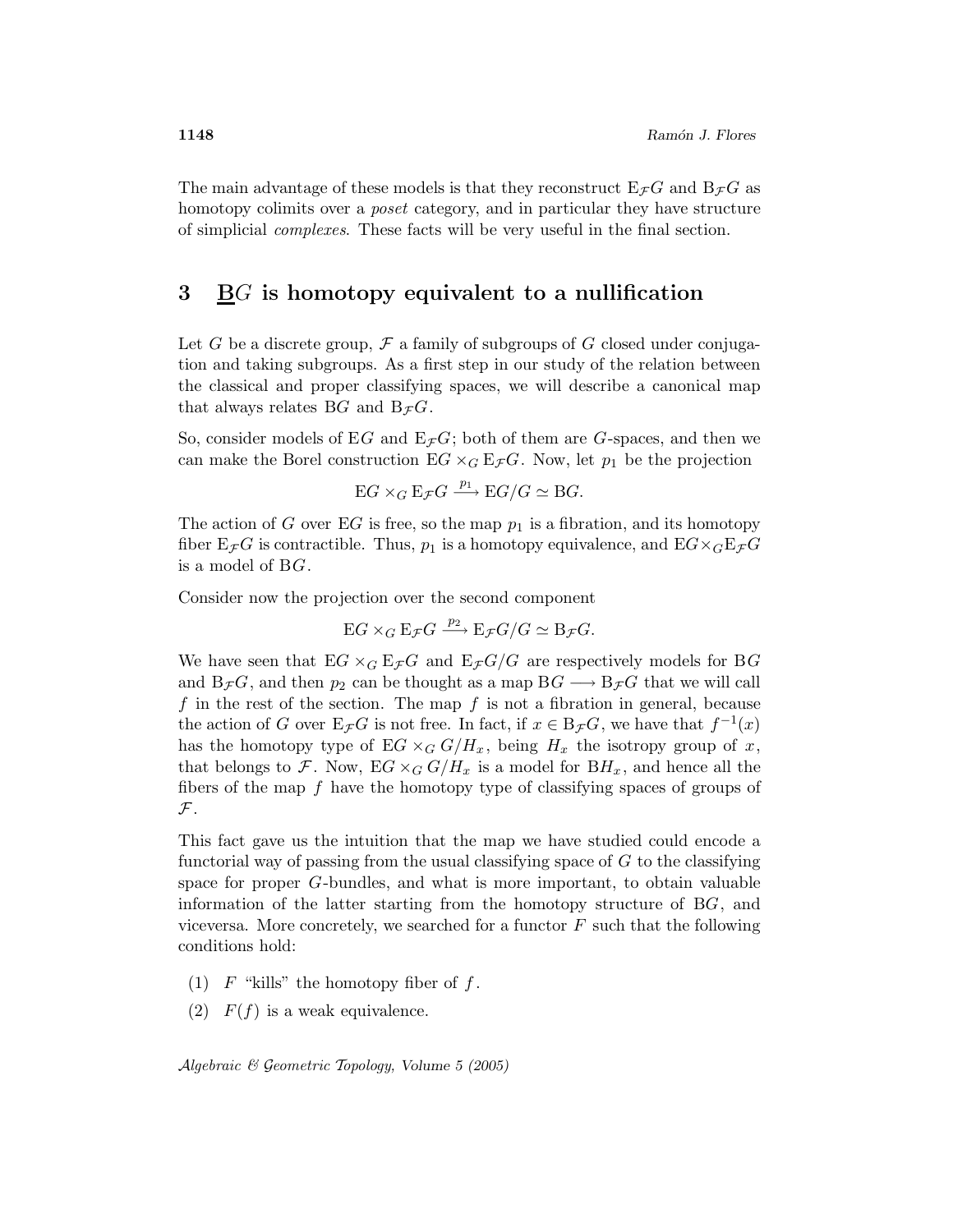The main advantage of these models is that they reconstruct $\mathrm{E}_{\mathcal{F}}G$ and $\mathrm{B}_{\mathcal{F}}G$ as homotopy colimits over a *poset* category, and in particular they have structure of simplicial *complexes*. These facts will be very useful in the final section.

## 3 $\underline{\mathrm{B}}G$ is homotopy equivalent to a nullification

Let $G$ be a discrete group, $\mathcal{F}$ a family of subgroups of $G$ closed under conjugation and taking subgroups. As a first step in our study of the relation between the classical and proper classifying spaces, we will describe a canonical map that always relates $\mathrm{B}G$ and $\mathrm{B}_{\mathcal{F}}G$.

So, consider models of $\mathrm{E}G$ and $\mathrm{E}_{\mathcal{F}}G$; both of them are $G$-spaces, and then we can make the Borel construction $\mathrm{E}G \times_G \mathrm{E}_{\mathcal{F}}G$. Now, let $p_1$ be the projection

$$\mathrm{E}G \times_G \mathrm{E}_{\mathcal{F}}G \xrightarrow{p_1} \mathrm{E}G/G \simeq \mathrm{B}G.$$

The action of $G$ over $\mathrm{E}G$ is free, so the map $p_1$ is a fibration, and its homotopy fiber $\mathrm{E}_{\mathcal{F}}G$ is contractible. Thus, $p_1$ is a homotopy equivalence, and $\mathrm{E}G \times_G \mathrm{E}_{\mathcal{F}}G$ is a model of $\mathrm{B}G$.

Consider now the projection over the second component

$$\mathrm{E}G \times_G \mathrm{E}_{\mathcal{F}}G \xrightarrow{p_2} \mathrm{E}_{\mathcal{F}}G/G \simeq \mathrm{B}_{\mathcal{F}}G.$$

We have seen that $\mathrm{E}G \times_G \mathrm{E}_{\mathcal{F}}G$ and $\mathrm{E}_{\mathcal{F}}G/G$ are respectively models for $\mathrm{B}G$ and $\mathrm{B}_{\mathcal{F}}G$, and then $p_2$ can be thought as a map $\mathrm{B}G \longrightarrow \mathrm{B}_{\mathcal{F}}G$ that we will call $f$ in the rest of the section. The map $f$ is not a fibration in general, because the action of $G$ over $\mathrm{E}_{\mathcal{F}}G$ is not free. In fact, if $x \in \mathrm{B}_{\mathcal{F}}G$, we have that $f^{-1}(x)$ has the homotopy type of $\mathrm{E}G \times_G G/H_x$, being $H_x$ the isotropy group of $x$, that belongs to $\mathcal{F}$. Now, $\mathrm{E}G \times_G G/H_x$ is a model for $\mathrm{B}H_x$, and hence all the fibers of the map $f$ have the homotopy type of classifying spaces of groups of $\mathcal{F}$.

This fact gave us the intuition that the map we have studied could encode a functorial way of passing from the usual classifying space of $G$ to the classifying space for proper $G$-bundles, and what is more important, to obtain valuable information of the latter starting from the homotopy structure of $\mathrm{B}G$, and viceversa. More concretely, we searched for a functor $F$ such that the following conditions hold:

(1) $F$ "kills" the homotopy fiber of $f$.

(2) $F(f)$ is a weak equivalence.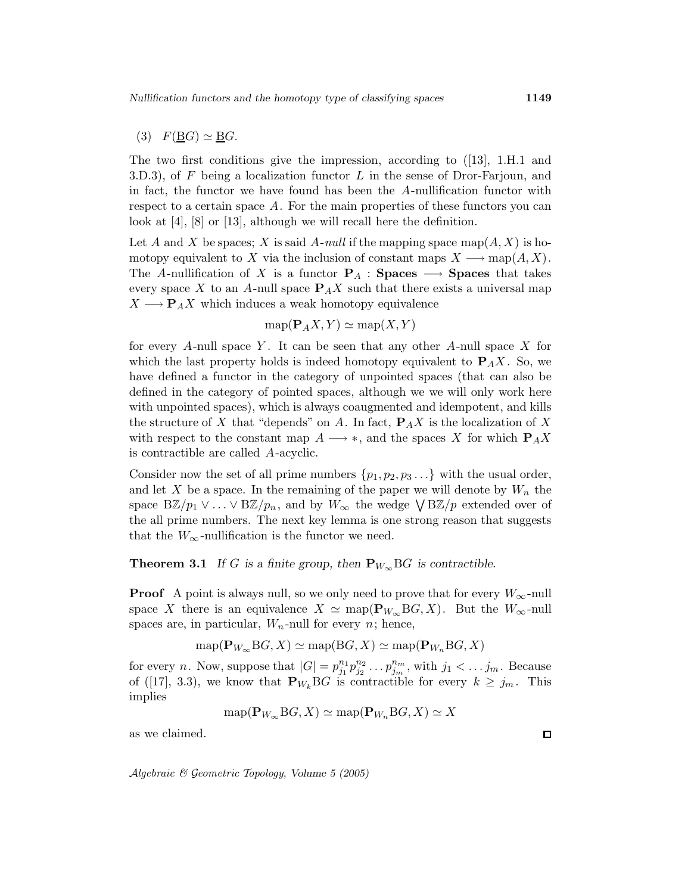(3) $F(\underline{\mathrm{B}}G) \simeq \underline{\mathrm{B}}G$.

The two first conditions give the impression, according to ([13], 1.H.1 and 3.D.3), of $F$ being a localization functor $L$ in the sense of Dror-Farjoun, and in fact, the functor we have found has been the $A$-nullification functor with respect to a certain space $A$. For the main properties of these functors you can look at [4], [8] or [13], although we will recall here the definition.

Let $A$ and $X$ be spaces; $X$ is said *$A$-null* if the mapping space $\mathrm{map}(A, X)$ is homotopy equivalent to $X$ via the inclusion of constant maps $X \longrightarrow \mathrm{map}(A, X)$. The $A$-nullification of $X$ is a functor $\mathbf{P}_A : \mathbf{Spaces} \longrightarrow \mathbf{Spaces}$ that takes every space $X$ to an $A$-null space $\mathbf{P}_A X$ such that there exists a universal map $X \longrightarrow \mathbf{P}_A X$ which induces a weak homotopy equivalence

$$\mathrm{map}(\mathbf{P}_A X, Y) \simeq \mathrm{map}(X, Y)$$

for every $A$-null space $Y$. It can be seen that any other $A$-null space $X$ for which the last property holds is indeed homotopy equivalent to $\mathbf{P}_A X$. So, we have defined a functor in the category of unpointed spaces (that can also be defined in the category of pointed spaces, although we we will only work here with unpointed spaces), which is always coaugmented and idempotent, and kills the structure of $X$ that "depends" on $A$. In fact, $\mathbf{P}_A X$ is the localization of $X$ with respect to the constant map $A \longrightarrow *$, and the spaces $X$ for which $\mathbf{P}_A X$ is contractible are called $A$-acyclic.

Consider now the set of all prime numbers $\{p_1, p_2, p_3 \ldots\}$ with the usual order, and let $X$ be a space. In the remaining of the paper we will denote by $W_n$ the space $\mathrm{B}\mathbb{Z}/p_1 \vee \ldots \vee \mathrm{B}\mathbb{Z}/p_n$, and by $W_\infty$ the wedge $\bigvee \mathrm{B}\mathbb{Z}/p$ extended over of the all prime numbers. The next key lemma is one strong reason that suggests that the $W_\infty$-nullification is the functor we need.

**Theorem 3.1** *If $G$ is a finite group, then $\mathbf{P}_{W_\infty}\mathrm{B}G$ is contractible.*

**Proof** A point is always null, so we only need to prove that for every $W_\infty$-null space $X$ there is an equivalence $X \simeq \mathrm{map}(\mathbf{P}_{W_\infty}\mathrm{B}G, X)$. But the $W_\infty$-null spaces are, in particular, $W_n$-null for every $n$; hence,

$$\mathrm{map}(\mathbf{P}_{W_\infty}\mathrm{B}G, X) \simeq \mathrm{map}(\mathrm{B}G, X) \simeq \mathrm{map}(\mathbf{P}_{W_n}\mathrm{B}G, X)$$

for every $n$. Now, suppose that $|G| = p_{j_1}^{n_1} p_{j_2}^{n_2} \ldots p_{j_m}^{n_m}$, with $j_1 < \ldots j_m$. Because of ([17], 3.3), we know that $\mathbf{P}_{W_k}\mathrm{B}G$ is contractible for every $k \geq j_m$. This implies

$$\mathrm{map}(\mathbf{P}_{W_\infty}\mathrm{B}G, X) \simeq \mathrm{map}(\mathbf{P}_{W_n}\mathrm{B}G, X) \simeq X$$

as we claimed. □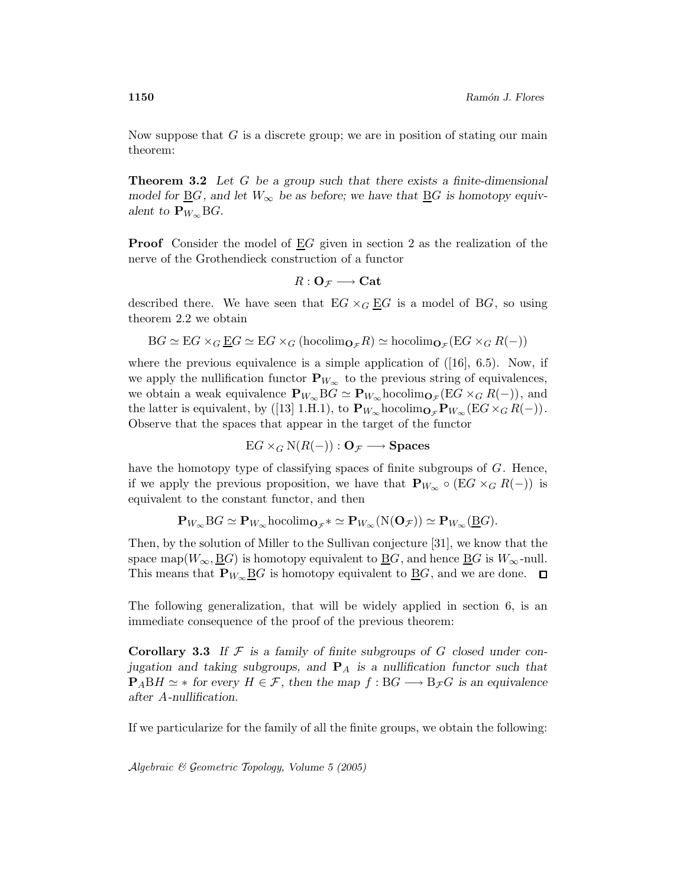Now suppose that $G$ is a discrete group; we are in position of stating our main theorem:

**Theorem 3.2** *Let $G$ be a group such that there exists a finite-dimensional model for $\underline{\mathrm{B}}G$, and let $W_\infty$ be as before; we have that $\underline{\mathrm{B}}G$ is homotopy equivalent to $\mathbf{P}_{W_\infty}\mathrm{B}G$.*

**Proof** Consider the model of $\underline{\mathrm{E}}G$ given in section 2 as the realization of the nerve of the Grothendieck construction of a functor

$$R : \mathbf{O}_{\mathcal{F}} \longrightarrow \mathbf{Cat}$$

described there. We have seen that $\mathrm{E}G \times_G \underline{\mathrm{E}}G$ is a model of $\mathrm{B}G$, so using theorem 2.2 we obtain

$$\mathrm{B}G \simeq \mathrm{E}G \times_G \underline{\mathrm{E}}G \simeq \mathrm{E}G \times_G (\mathrm{hocolim}_{\mathbf{O}_{\mathcal{F}}} R) \simeq \mathrm{hocolim}_{\mathbf{O}_{\mathcal{F}}}(\mathrm{E}G \times_G R(-))$$

where the previous equivalence is a simple application of ([16], 6.5). Now, if we apply the nullification functor $\mathbf{P}_{W_\infty}$ to the previous string of equivalences, we obtain a weak equivalence $\mathbf{P}_{W_\infty}\mathrm{B}G \simeq \mathbf{P}_{W_\infty}\mathrm{hocolim}_{\mathbf{O}_{\mathcal{F}}}(\mathrm{E}G \times_G R(-))$, and the latter is equivalent, by ([13] 1.H.1), to $\mathbf{P}_{W_\infty}\mathrm{hocolim}_{\mathbf{O}_{\mathcal{F}}}\mathbf{P}_{W_\infty}(\mathrm{E}G \times_G R(-))$. Observe that the spaces that appear in the target of the functor

$$\mathrm{E}G \times_G \mathrm{N}(R(-)) : \mathbf{O}_{\mathcal{F}} \longrightarrow \mathbf{Spaces}$$

have the homotopy type of classifying spaces of finite subgroups of $G$. Hence, if we apply the previous proposition, we have that $\mathbf{P}_{W_\infty} \circ (\mathrm{E}G \times_G R(-))$ is equivalent to the constant functor, and then

$$\mathbf{P}_{W_\infty}\mathrm{B}G \simeq \mathbf{P}_{W_\infty}\mathrm{hocolim}_{\mathbf{O}_{\mathcal{F}}} * \simeq \mathbf{P}_{W_\infty}(\mathrm{N}(\mathbf{O}_{\mathcal{F}})) \simeq \mathbf{P}_{W_\infty}(\underline{\mathrm{B}}G).$$

Then, by the solution of Miller to the Sullivan conjecture [31], we know that the space $\mathrm{map}(W_\infty, \underline{\mathrm{B}}G)$ is homotopy equivalent to $\underline{\mathrm{B}}G$, and hence $\underline{\mathrm{B}}G$ is $W_\infty$-null. This means that $\mathbf{P}_{W_\infty}\underline{\mathrm{B}}G$ is homotopy equivalent to $\underline{\mathrm{B}}G$, and we are done. □

The following generalization, that will be widely applied in section 6, is an immediate consequence of the proof of the previous theorem:

**Corollary 3.3** *If $\mathcal{F}$ is a family of finite subgroups of $G$ closed under conjugation and taking subgroups, and $\mathbf{P}_A$ is a nullification functor such that $\mathbf{P}_A\mathrm{B}H \simeq *$ for every $H \in \mathcal{F}$, then the map $f : \mathrm{B}G \longrightarrow \mathrm{B}_{\mathcal{F}}G$ is an equivalence after $A$-nullification.*

If we particularize for the family of all the finite groups, we obtain the following: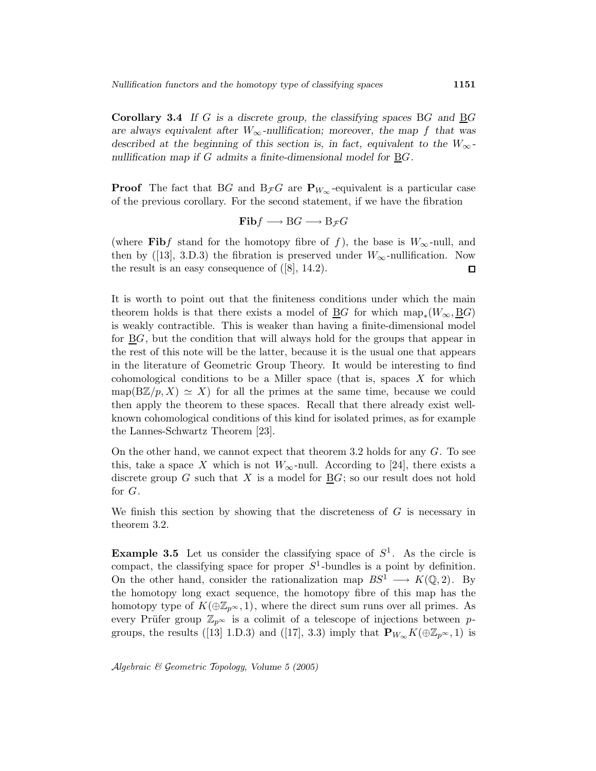**Corollary 3.4** *If $G$ is a discrete group, the classifying spaces $\mathrm{B}G$ and $\underline{\mathrm{B}}G$ are always equivalent after $W_\infty$-nullification; moreover, the map $f$ that was described at the beginning of this section is, in fact, equivalent to the $W_\infty$-nullification map if $G$ admits a finite-dimensional model for $\underline{\mathrm{B}}G$.*

**Proof** The fact that $\mathrm{B}G$ and $\mathrm{B}_{\mathcal{F}}G$ are $\mathbf{P}_{W_\infty}$-equivalent is a particular case of the previous corollary. For the second statement, if we have the fibration

$$\mathbf{Fib}f \longrightarrow \mathrm{B}G \longrightarrow \mathrm{B}_{\mathcal{F}}G$$

(where $\mathbf{Fib}f$ stand for the homotopy fibre of $f$), the base is $W_\infty$-null, and then by ([13], 3.D.3) the fibration is preserved under $W_\infty$-nullification. Now the result is an easy consequence of ([8], 14.2). □

It is worth to point out that the finiteness conditions under which the main theorem holds is that there exists a model of $\underline{\mathrm{B}}G$ for which $\mathrm{map}_*(W_\infty, \underline{\mathrm{B}}G)$ is weakly contractible. This is weaker than having a finite-dimensional model for $\underline{\mathrm{B}}G$, but the condition that will always hold for the groups that appear in the rest of this note will be the latter, because it is the usual one that appears in the literature of Geometric Group Theory. It would be interesting to find cohomological conditions to be a Miller space (that is, spaces $X$ for which $\mathrm{map}(\mathrm{B}\mathbb{Z}/p, X) \simeq X$) for all the primes at the same time, because we could then apply the theorem to these spaces. Recall that there already exist well-known cohomological conditions of this kind for isolated primes, as for example the Lannes-Schwartz Theorem [23].

On the other hand, we cannot expect that theorem 3.2 holds for any $G$. To see this, take a space $X$ which is not $W_\infty$-null. According to [24], there exists a discrete group $G$ such that $X$ is a model for $\underline{\mathrm{B}}G$; so our result does not hold for $G$.

We finish this section by showing that the discreteness of $G$ is necessary in theorem 3.2.

**Example 3.5** Let us consider the classifying space of $S^1$. As the circle is compact, the classifying space for proper $S^1$-bundles is a point by definition. On the other hand, consider the rationalization map $BS^1 \longrightarrow K(\mathbb{Q}, 2)$. By the homotopy long exact sequence, the homotopy fibre of this map has the homotopy type of $K(\oplus \mathbb{Z}_{p^\infty}, 1)$, where the direct sum runs over all primes. As every Prüfer group $\mathbb{Z}_{p^\infty}$ is a colimit of a telescope of injections between $p$-groups, the results ([13] 1.D.3) and ([17], 3.3) imply that $\mathbf{P}_{W_\infty} K(\oplus \mathbb{Z}_{p^\infty}, 1)$ is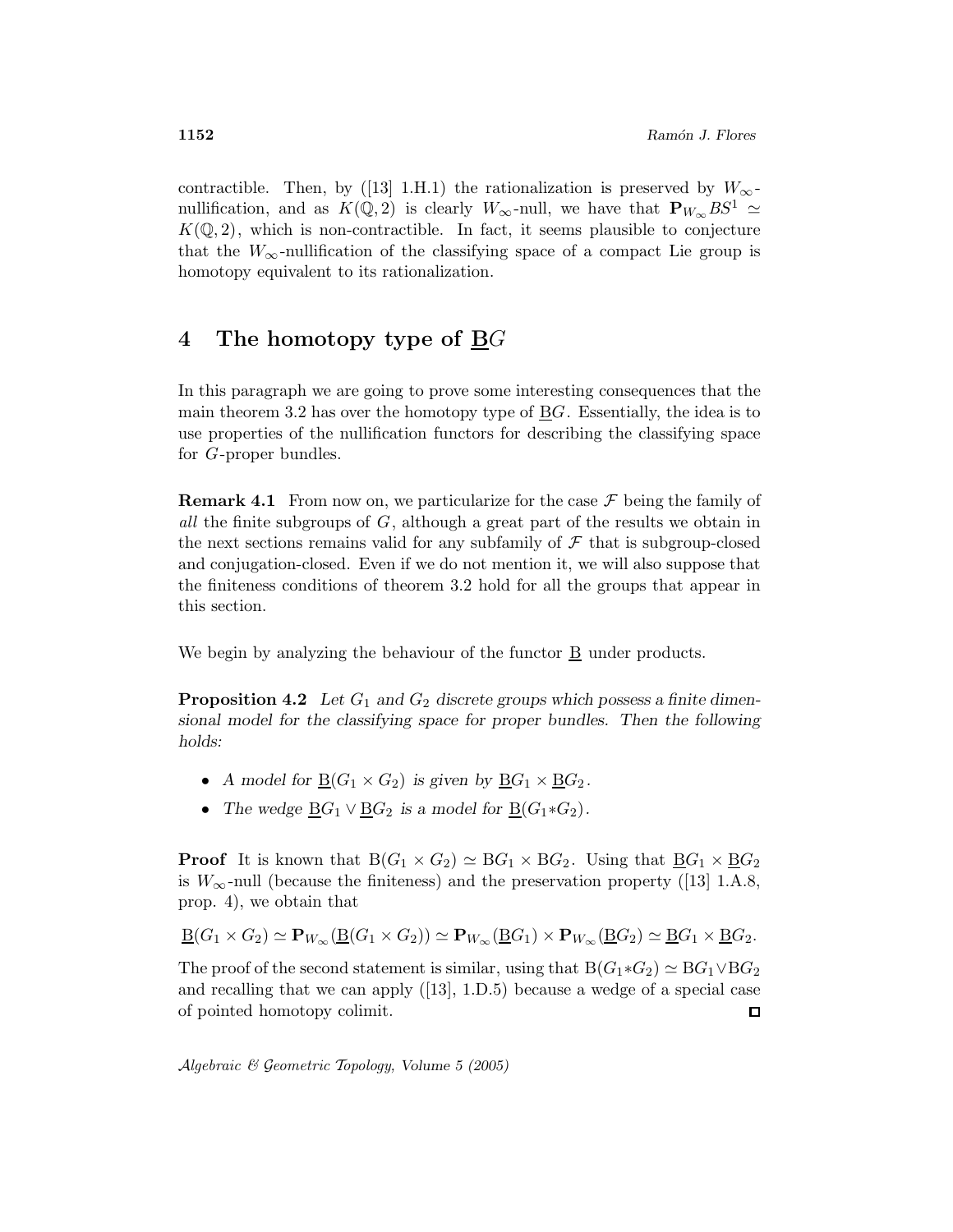contractible. Then, by ([13] 1.H.1) the rationalization is preserved by $W_\infty$-nullification, and as $K(\mathbb{Q},2)$ is clearly $W_\infty$-null, we have that $\mathbf{P}_{W_\infty} BS^1 \simeq K(\mathbb{Q},2)$, which is non-contractible. In fact, it seems plausible to conjecture that the $W_\infty$-nullification of the classifying space of a compact Lie group is homotopy equivalent to its rationalization.

## 4 The homotopy type of $\underline{\mathrm{B}}G$

In this paragraph we are going to prove some interesting consequences that the main theorem 3.2 has over the homotopy type of $\underline{\mathrm{B}}G$. Essentially, the idea is to use properties of the nullification functors for describing the classifying space for $G$-proper bundles.

**Remark 4.1** From now on, we particularize for the case $\mathcal{F}$ being the family of *all* the finite subgroups of $G$, although a great part of the results we obtain in the next sections remains valid for any subfamily of $\mathcal{F}$ that is subgroup-closed and conjugation-closed. Even if we do not mention it, we will also suppose that the finiteness conditions of theorem 3.2 hold for all the groups that appear in this section.

We begin by analyzing the behaviour of the functor $\underline{\mathrm{B}}$ under products.

**Proposition 4.2** *Let $G_1$ and $G_2$ discrete groups which possess a finite dimensional model for the classifying space for proper bundles. Then the following holds:*

- *A model for $\underline{\mathrm{B}}(G_1 \times G_2)$ is given by $\underline{\mathrm{B}}G_1 \times \underline{\mathrm{B}}G_2$.*
- *The wedge $\underline{\mathrm{B}}G_1 \vee \underline{\mathrm{B}}G_2$ is a model for $\underline{\mathrm{B}}(G_1 * G_2)$.*

**Proof** It is known that $\mathrm{B}(G_1 \times G_2) \simeq \mathrm{B}G_1 \times \mathrm{B}G_2$. Using that $\underline{\mathrm{B}}G_1 \times \underline{\mathrm{B}}G_2$ is $W_\infty$-null (because the finiteness) and the preservation property ([13] 1.A.8, prop. 4), we obtain that

$$\underline{\mathrm{B}}(G_1 \times G_2) \simeq \mathbf{P}_{W_\infty}(\underline{\mathrm{B}}(G_1 \times G_2)) \simeq \mathbf{P}_{W_\infty}(\underline{\mathrm{B}}G_1) \times \mathbf{P}_{W_\infty}(\underline{\mathrm{B}}G_2) \simeq \underline{\mathrm{B}}G_1 \times \underline{\mathrm{B}}G_2.$$

The proof of the second statement is similar, using that $\mathrm{B}(G_1 * G_2) \simeq \mathrm{B}G_1 \vee \mathrm{B}G_2$ and recalling that we can apply ([13], 1.D.5) because a wedge of a special case of pointed homotopy colimit. □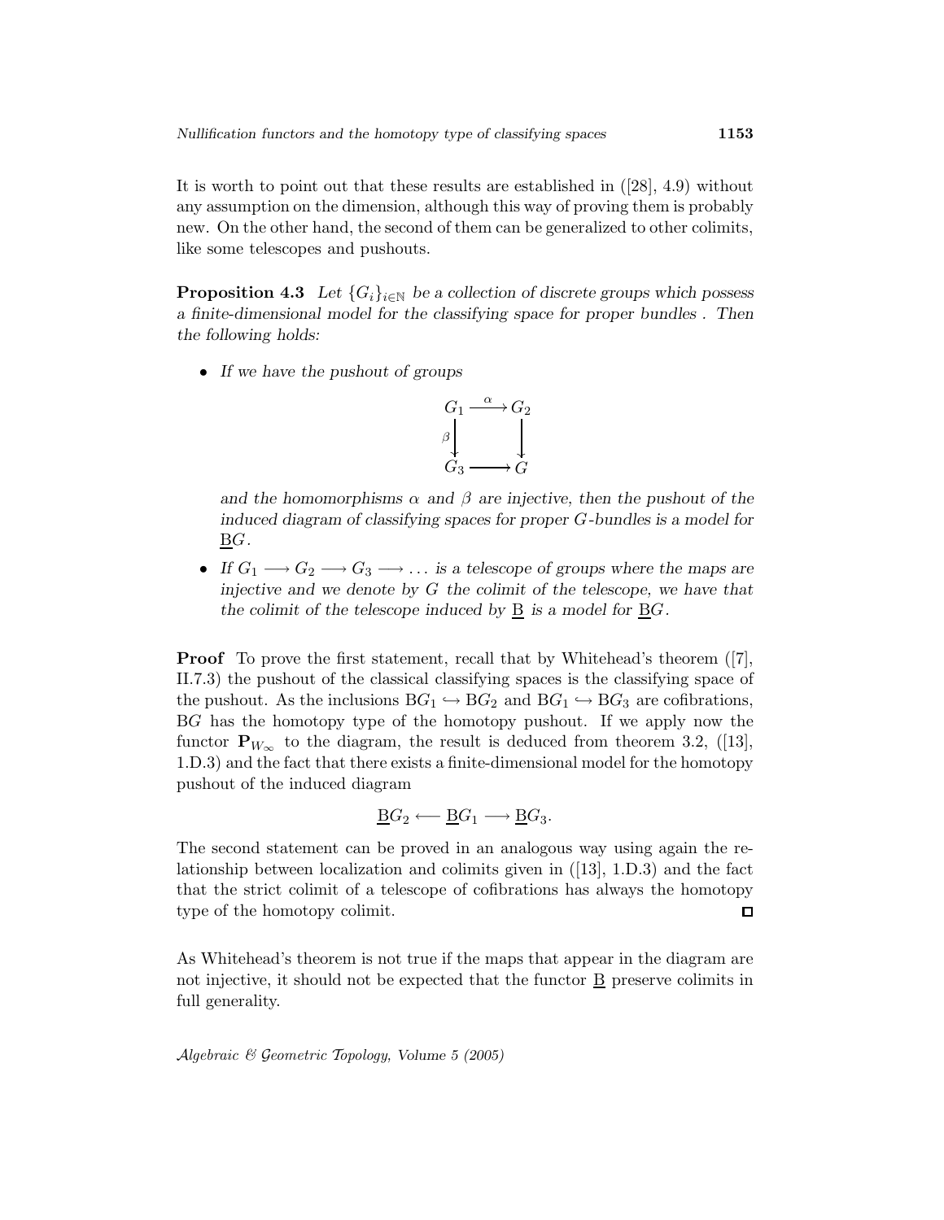It is worth to point out that these results are established in ([28], 4.9) without any assumption on the dimension, although this way of proving them is probably new. On the other hand, the second of them can be generalized to other colimits, like some telescopes and pushouts.

**Proposition 4.3** *Let $\{G_i\}_{i\in\mathbb{N}}$ be a collection of discrete groups which possess a finite-dimensional model for the classifying space for proper bundles . Then the following holds:*

- *If we have the pushout of groups*

$$\begin{array}{ccc} G_1 & \xrightarrow{\alpha} & G_2 \\ {\scriptstyle\beta}\downarrow & & \downarrow \\ G_3 & \longrightarrow & G \end{array}$$

  *and the homomorphisms $\alpha$ and $\beta$ are injective, then the pushout of the induced diagram of classifying spaces for proper $G$-bundles is a model for $\underline{\mathrm{B}}G$.*

- *If $G_1 \longrightarrow G_2 \longrightarrow G_3 \longrightarrow \dots$ is a telescope of groups where the maps are injective and we denote by $G$ the colimit of the telescope, we have that the colimit of the telescope induced by $\underline{\mathrm{B}}$ is a model for $\underline{\mathrm{B}}G$.*

**Proof** To prove the first statement, recall that by Whitehead's theorem ([7], II.7.3) the pushout of the classical classifying spaces is the classifying space of the pushout. As the inclusions $\mathrm{B}G_1 \hookrightarrow \mathrm{B}G_2$ and $\mathrm{B}G_1 \hookrightarrow \mathrm{B}G_3$ are cofibrations, $\mathrm{B}G$ has the homotopy type of the homotopy pushout. If we apply now the functor $\mathbf{P}_{W_\infty}$ to the diagram, the result is deduced from theorem 3.2, ([13], 1.D.3) and the fact that there exists a finite-dimensional model for the homotopy pushout of the induced diagram

$$\underline{\mathrm{B}}G_2 \longleftarrow \underline{\mathrm{B}}G_1 \longrightarrow \underline{\mathrm{B}}G_3.$$

The second statement can be proved in an analogous way using again the relationship between localization and colimits given in ([13], 1.D.3) and the fact that the strict colimit of a telescope of cofibrations has always the homotopy type of the homotopy colimit. □

As Whitehead's theorem is not true if the maps that appear in the diagram are not injective, it should not be expected that the functor $\underline{\mathrm{B}}$ preserve colimits in full generality.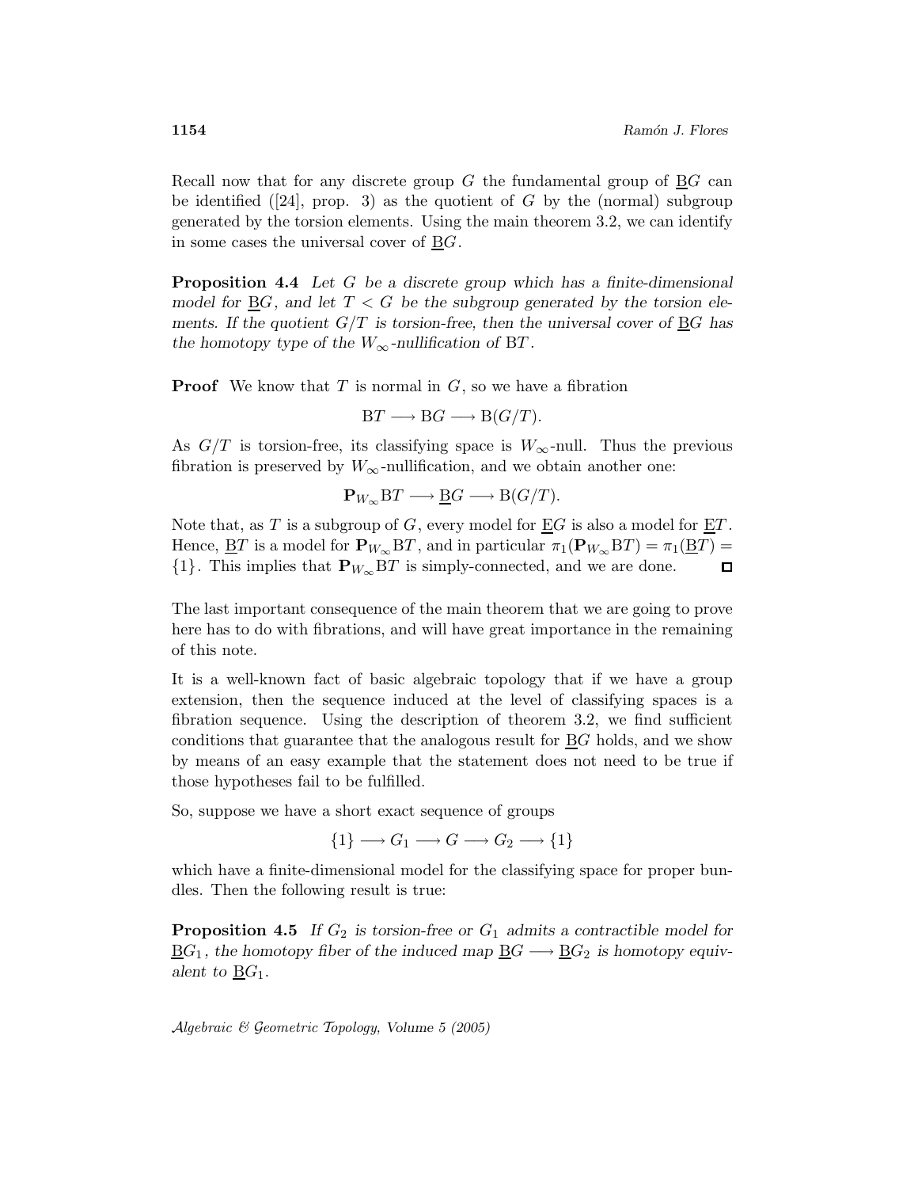Recall now that for any discrete group $G$ the fundamental group of $\underline{\mathrm{B}}G$ can be identified ([24], prop. 3) as the quotient of $G$ by the (normal) subgroup generated by the torsion elements. Using the main theorem 3.2, we can identify in some cases the universal cover of $\underline{\mathrm{B}}G$.

**Proposition 4.4** *Let $G$ be a discrete group which has a finite-dimensional model for $\underline{\mathrm{B}}G$, and let $T < G$ be the subgroup generated by the torsion elements. If the quotient $G/T$ is torsion-free, then the universal cover of $\underline{\mathrm{B}}G$ has the homotopy type of the $W_\infty$-nullification of $\mathrm{B}T$.*

**Proof** We know that $T$ is normal in $G$, so we have a fibration

$$\mathrm{B}T \longrightarrow \mathrm{B}G \longrightarrow \mathrm{B}(G/T).$$

As $G/T$ is torsion-free, its classifying space is $W_\infty$-null. Thus the previous fibration is preserved by $W_\infty$-nullification, and we obtain another one:

$$\mathbf{P}_{W_\infty}\mathrm{B}T \longrightarrow \underline{\mathrm{B}}G \longrightarrow \mathrm{B}(G/T).$$

Note that, as $T$ is a subgroup of $G$, every model for $\underline{\mathrm{E}}G$ is also a model for $\underline{\mathrm{E}}T$. Hence, $\underline{\mathrm{B}}T$ is a model for $\mathbf{P}_{W_\infty}\mathrm{B}T$, and in particular $\pi_1(\mathbf{P}_{W_\infty}\mathrm{B}T) = \pi_1(\underline{\mathrm{B}}T) = \{1\}$. This implies that $\mathbf{P}_{W_\infty}\mathrm{B}T$ is simply-connected, and we are done. □

The last important consequence of the main theorem that we are going to prove here has to do with fibrations, and will have great importance in the remaining of this note.

It is a well-known fact of basic algebraic topology that if we have a group extension, then the sequence induced at the level of classifying spaces is a fibration sequence. Using the description of theorem 3.2, we find sufficient conditions that guarantee that the analogous result for $\underline{\mathrm{B}}G$ holds, and we show by means of an easy example that the statement does not need to be true if those hypotheses fail to be fulfilled.

So, suppose we have a short exact sequence of groups

$$\{1\} \longrightarrow G_1 \longrightarrow G \longrightarrow G_2 \longrightarrow \{1\}$$

which have a finite-dimensional model for the classifying space for proper bundles. Then the following result is true:

**Proposition 4.5** *If $G_2$ is torsion-free or $G_1$ admits a contractible model for $\underline{\mathrm{B}}G_1$, the homotopy fiber of the induced map $\underline{\mathrm{B}}G \longrightarrow \underline{\mathrm{B}}G_2$ is homotopy equivalent to $\underline{\mathrm{B}}G_1$.*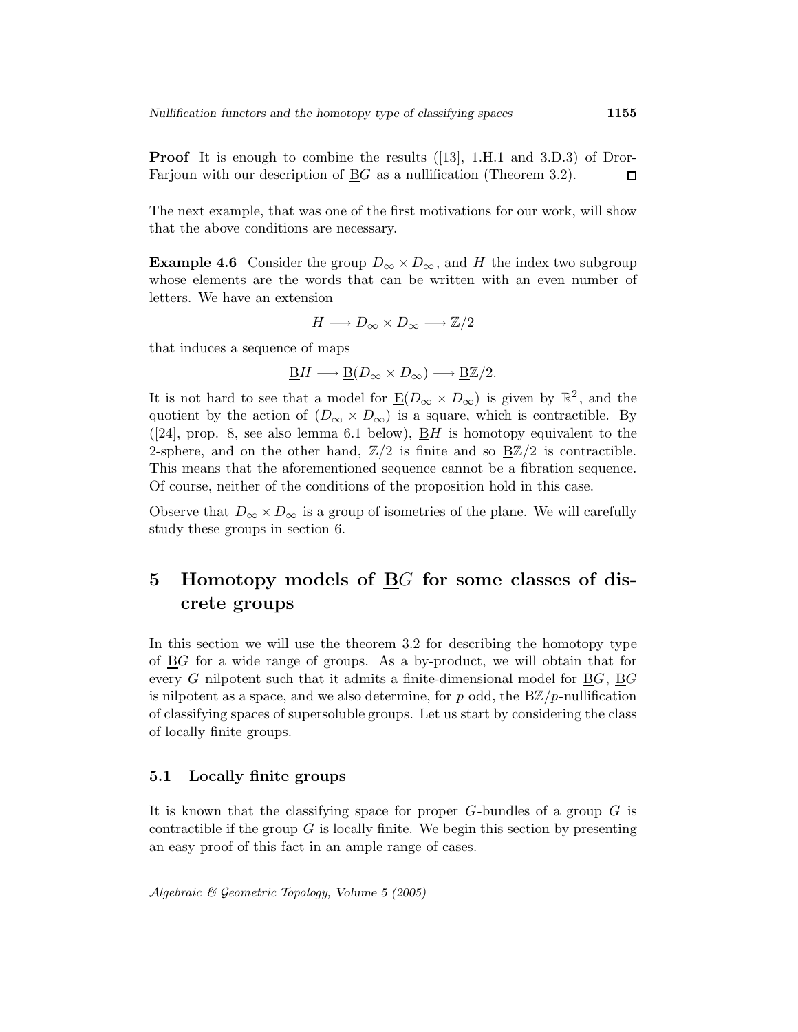**Proof** It is enough to combine the results ([13], 1.H.1 and 3.D.3) of Dror-Farjoun with our description of $\underline{\mathrm{B}}G$ as a nullification (Theorem 3.2). $\square$

The next example, that was one of the first motivations for our work, will show that the above conditions are necessary.

**Example 4.6** Consider the group $D_\infty \times D_\infty$, and $H$ the index two subgroup whose elements are the words that can be written with an even number of letters. We have an extension

$$H \longrightarrow D_\infty \times D_\infty \longrightarrow \mathbb{Z}/2$$

that induces a sequence of maps

$$\underline{\mathrm{B}}H \longrightarrow \underline{\mathrm{B}}(D_\infty \times D_\infty) \longrightarrow \underline{\mathrm{B}}\mathbb{Z}/2.$$

It is not hard to see that a model for $\underline{\mathrm{E}}(D_\infty \times D_\infty)$ is given by $\mathbb{R}^2$, and the quotient by the action of $(D_\infty \times D_\infty)$ is a square, which is contractible. By ([24], prop. 8, see also lemma 6.1 below), $\underline{\mathrm{B}}H$ is homotopy equivalent to the 2-sphere, and on the other hand, $\mathbb{Z}/2$ is finite and so $\underline{\mathrm{B}}\mathbb{Z}/2$ is contractible. This means that the aforementioned sequence cannot be a fibration sequence. Of course, neither of the conditions of the proposition hold in this case.

Observe that $D_\infty \times D_\infty$ is a group of isometries of the plane. We will carefully study these groups in section 6.

# 5 Homotopy models of $\underline{\mathrm{B}}G$ for some classes of discrete groups

In this section we will use the theorem 3.2 for describing the homotopy type of $\underline{\mathrm{B}}G$ for a wide range of groups. As a by-product, we will obtain that for every $G$ nilpotent such that it admits a finite-dimensional model for $\underline{\mathrm{B}}G$, $\underline{\mathrm{B}}G$ is nilpotent as a space, and we also determine, for $p$ odd, the $\mathrm{B}\mathbb{Z}/p$-nullification of classifying spaces of supersoluble groups. Let us start by considering the class of locally finite groups.

## 5.1 Locally finite groups

It is known that the classifying space for proper $G$-bundles of a group $G$ is contractible if the group $G$ is locally finite. We begin this section by presenting an easy proof of this fact in an ample range of cases.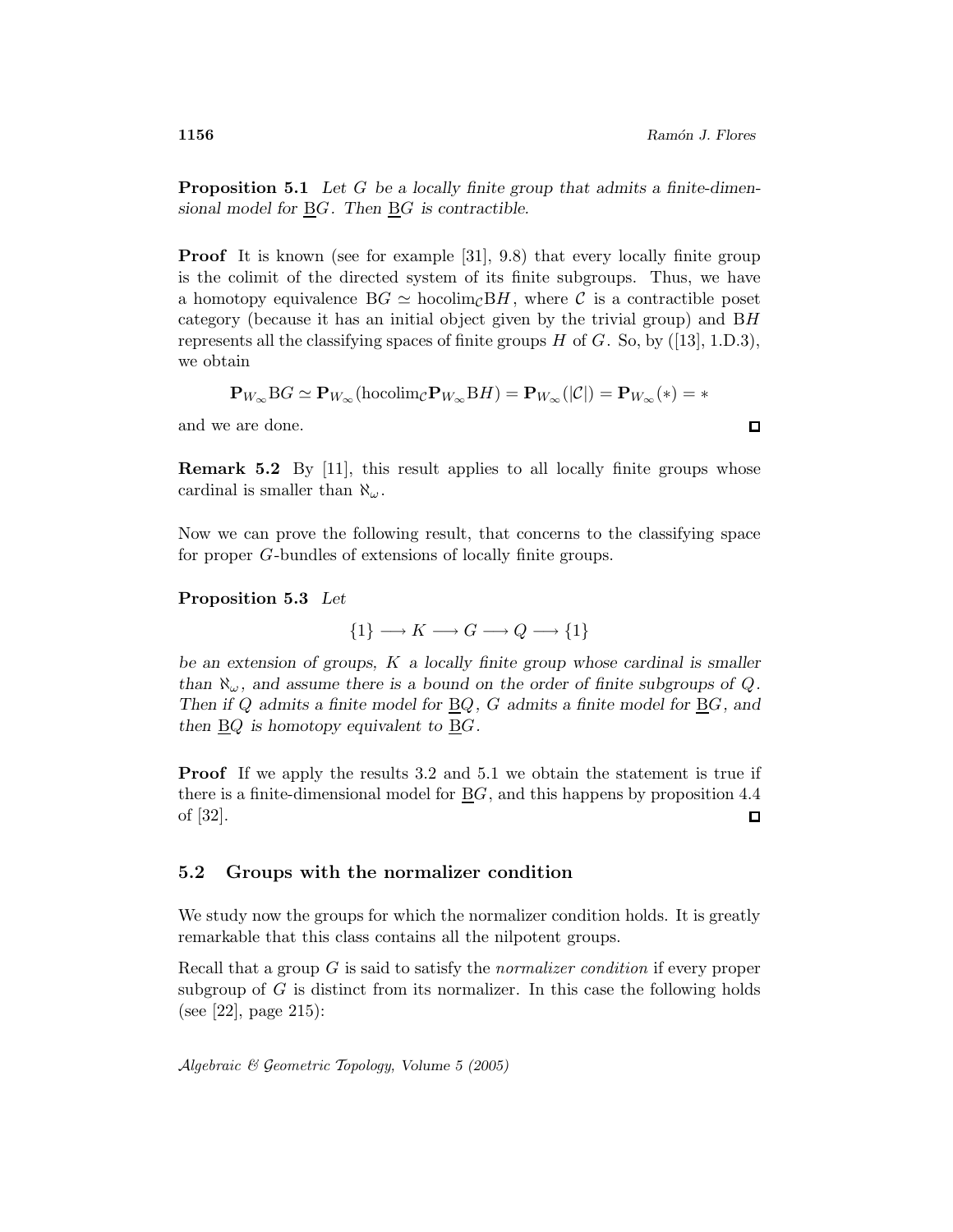**Proposition 5.1** *Let $G$ be a locally finite group that admits a finite-dimensional model for $\underline{\mathrm{B}}G$. Then $\underline{\mathrm{B}}G$ is contractible.*

**Proof** It is known (see for example [31], 9.8) that every locally finite group is the colimit of the directed system of its finite subgroups. Thus, we have a homotopy equivalence $\mathrm{B}G \simeq \mathrm{hocolim}_{\mathcal{C}} \mathrm{B}H$, where $\mathcal{C}$ is a contractible poset category (because it has an initial object given by the trivial group) and $\mathrm{B}H$ represents all the classifying spaces of finite groups $H$ of $G$. So, by ([13], 1.D.3), we obtain

$$\mathbf{P}_{W_\infty}\mathrm{B}G \simeq \mathbf{P}_{W_\infty}(\mathrm{hocolim}_{\mathcal{C}}\mathbf{P}_{W_\infty}\mathrm{B}H) = \mathbf{P}_{W_\infty}(|\mathcal{C}|) = \mathbf{P}_{W_\infty}(*) = *$$

and we are done. ◻

**Remark 5.2** By [11], this result applies to all locally finite groups whose cardinal is smaller than $\aleph_\omega$.

Now we can prove the following result, that concerns to the classifying space for proper $G$-bundles of extensions of locally finite groups.

**Proposition 5.3** *Let*

$$\{1\} \longrightarrow K \longrightarrow G \longrightarrow Q \longrightarrow \{1\}$$

*be an extension of groups, $K$ a locally finite group whose cardinal is smaller than $\aleph_\omega$, and assume there is a bound on the order of finite subgroups of $Q$. Then if $Q$ admits a finite model for $\underline{\mathrm{B}}Q$, $G$ admits a finite model for $\underline{\mathrm{B}}G$, and then $\underline{\mathrm{B}}Q$ is homotopy equivalent to $\underline{\mathrm{B}}G$.*

**Proof** If we apply the results 3.2 and 5.1 we obtain the statement is true if there is a finite-dimensional model for $\underline{\mathrm{B}}G$, and this happens by proposition 4.4 of [32]. ◻

## 5.2 Groups with the normalizer condition

We study now the groups for which the normalizer condition holds. It is greatly remarkable that this class contains all the nilpotent groups.

Recall that a group $G$ is said to satisfy the *normalizer condition* if every proper subgroup of $G$ is distinct from its normalizer. In this case the following holds (see [22], page 215):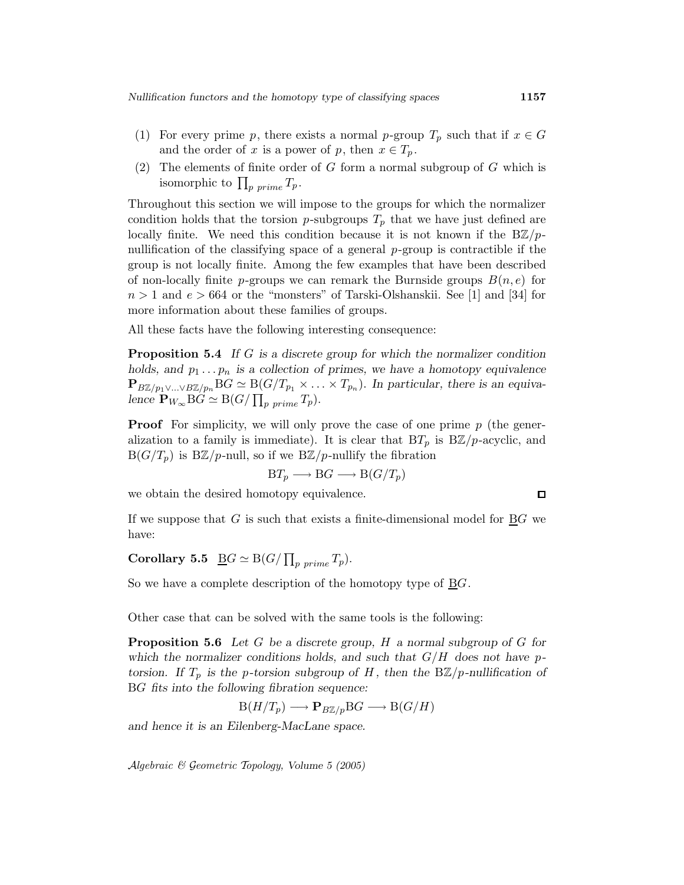(1) For every prime $p$, there exists a normal $p$-group $T_p$ such that if $x \in G$ and the order of $x$ is a power of $p$, then $x \in T_p$.

(2) The elements of finite order of $G$ form a normal subgroup of $G$ which is isomorphic to $\prod_{p \ prime} T_p$.

Throughout this section we will impose to the groups for which the normalizer condition holds that the torsion $p$-subgroups $T_p$ that we have just defined are locally finite. We need this condition because it is not known if the $\mathrm{B}\mathbb{Z}/p$-nullification of the classifying space of a general $p$-group is contractible if the group is not locally finite. Among the few examples that have been described of non-locally finite $p$-groups we can remark the Burnside groups $B(n, e)$ for $n > 1$ and $e > 664$ or the "monsters" of Tarski-Olshanskii. See [1] and [34] for more information about these families of groups.

All these facts have the following interesting consequence:

**Proposition 5.4** *If $G$ is a discrete group for which the normalizer condition holds, and $p_1 \ldots p_n$ is a collection of primes, we have a homotopy equivalence $\mathbf{P}_{B\mathbb{Z}/p_1 \vee \ldots \vee B\mathbb{Z}/p_n} \mathrm{B}G \simeq \mathrm{B}(G/T_{p_1} \times \ldots \times T_{p_n})$. In particular, there is an equivalence $\mathbf{P}_{W_\infty} \mathrm{B}G \simeq \mathrm{B}(G/\prod_{p \ prime} T_p)$.*

**Proof** For simplicity, we will only prove the case of one prime $p$ (the generalization to a family is immediate). It is clear that $\mathrm{B}T_p$ is $\mathrm{B}\mathbb{Z}/p$-acyclic, and $\mathrm{B}(G/T_p)$ is $\mathrm{B}\mathbb{Z}/p$-null, so if we $\mathrm{B}\mathbb{Z}/p$-nullify the fibration

$$\mathrm{B}T_p \longrightarrow \mathrm{B}G \longrightarrow \mathrm{B}(G/T_p)$$

we obtain the desired homotopy equivalence. □

If we suppose that $G$ is such that exists a finite-dimensional model for $\underline{\mathrm{B}}G$ we have:

**Corollary 5.5** $\underline{\mathrm{B}}G \simeq \mathrm{B}(G/\prod_{p \ prime} T_p)$.

So we have a complete description of the homotopy type of $\underline{\mathrm{B}}G$.

Other case that can be solved with the same tools is the following:

**Proposition 5.6** *Let $G$ be a discrete group, $H$ a normal subgroup of $G$ for which the normalizer conditions holds, and such that $G/H$ does not have $p$-torsion. If $T_p$ is the $p$-torsion subgroup of $H$, then the $\mathrm{B}\mathbb{Z}/p$-nullification of $\mathrm{B}G$ fits into the following fibration sequence:*

$$\mathrm{B}(H/T_p) \longrightarrow \mathbf{P}_{B\mathbb{Z}/p} \mathrm{B}G \longrightarrow \mathrm{B}(G/H)$$

*and hence it is an Eilenberg-MacLane space.*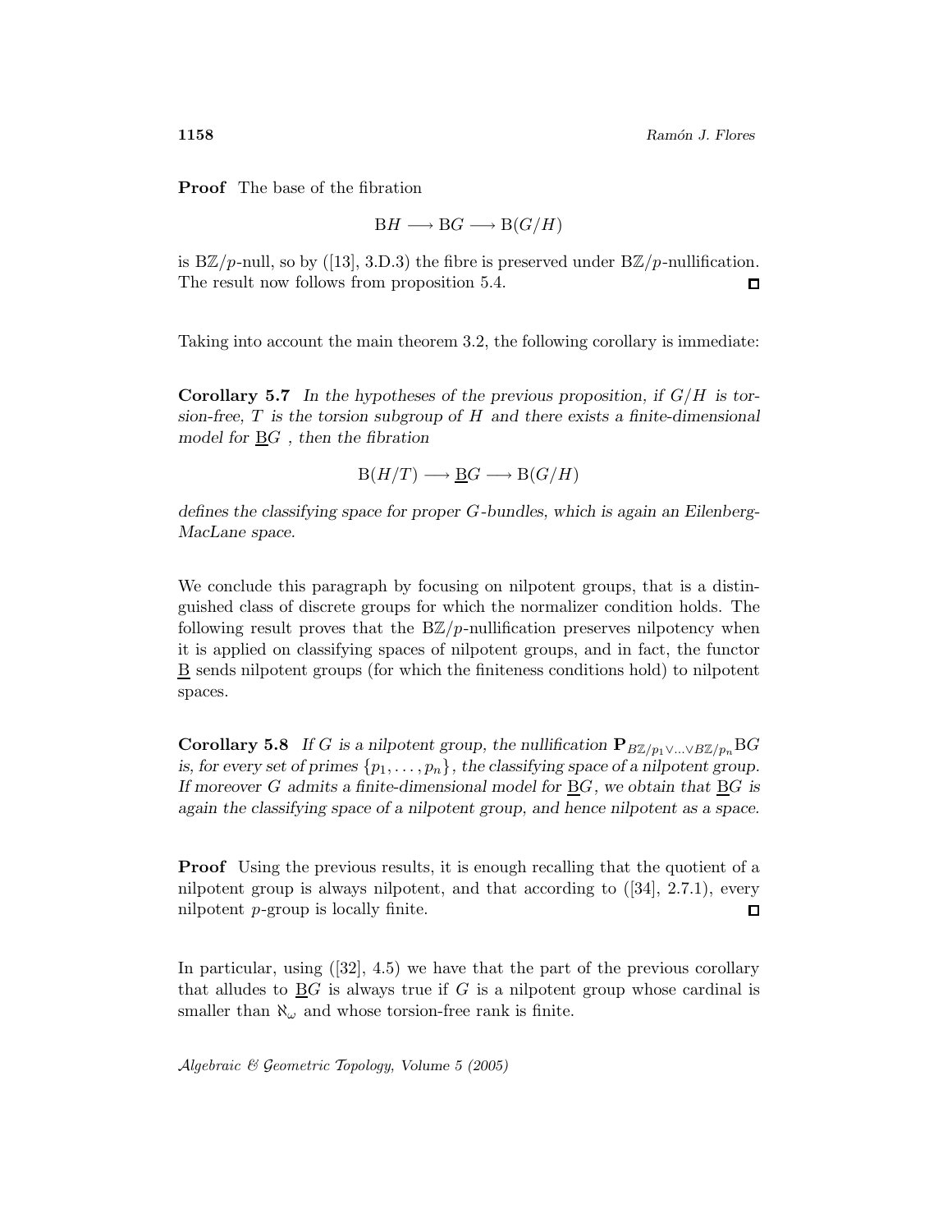**Proof** The base of the fibration

$$\mathrm{B}H \longrightarrow \mathrm{B}G \longrightarrow \mathrm{B}(G/H)$$

is $\mathrm{B}\mathbb{Z}/p$-null, so by ([13], 3.D.3) the fibre is preserved under $\mathrm{B}\mathbb{Z}/p$-nullification. The result now follows from proposition 5.4. $\square$

Taking into account the main theorem 3.2, the following corollary is immediate:

**Corollary 5.7** *In the hypotheses of the previous proposition, if $G/H$ is torsion-free, $T$ is the torsion subgroup of $H$ and there exists a finite-dimensional model for $\underline{\mathrm{B}}G$, then the fibration*

$$\mathrm{B}(H/T) \longrightarrow \underline{\mathrm{B}}G \longrightarrow \mathrm{B}(G/H)$$

*defines the classifying space for proper $G$-bundles, which is again an Eilenberg-MacLane space.*

We conclude this paragraph by focusing on nilpotent groups, that is a distinguished class of discrete groups for which the normalizer condition holds. The following result proves that the $\mathrm{B}\mathbb{Z}/p$-nullification preserves nilpotency when it is applied on classifying spaces of nilpotent groups, and in fact, the functor $\underline{\mathrm{B}}$ sends nilpotent groups (for which the finiteness conditions hold) to nilpotent spaces.

**Corollary 5.8** *If $G$ is a nilpotent group, the nullification $\mathbf{P}_{B\mathbb{Z}/p_1\vee\ldots\vee B\mathbb{Z}/p_n}\mathrm{B}G$ is, for every set of primes $\{p_1,\ldots,p_n\}$, the classifying space of a nilpotent group. If moreover $G$ admits a finite-dimensional model for $\underline{\mathrm{B}}G$, we obtain that $\underline{\mathrm{B}}G$ is again the classifying space of a nilpotent group, and hence nilpotent as a space.*

**Proof** Using the previous results, it is enough recalling that the quotient of a nilpotent group is always nilpotent, and that according to ([34], 2.7.1), every nilpotent $p$-group is locally finite. $\square$

In particular, using ([32], 4.5) we have that the part of the previous corollary that alludes to $\underline{\mathrm{B}}G$ is always true if $G$ is a nilpotent group whose cardinal is smaller than $\aleph_\omega$ and whose torsion-free rank is finite.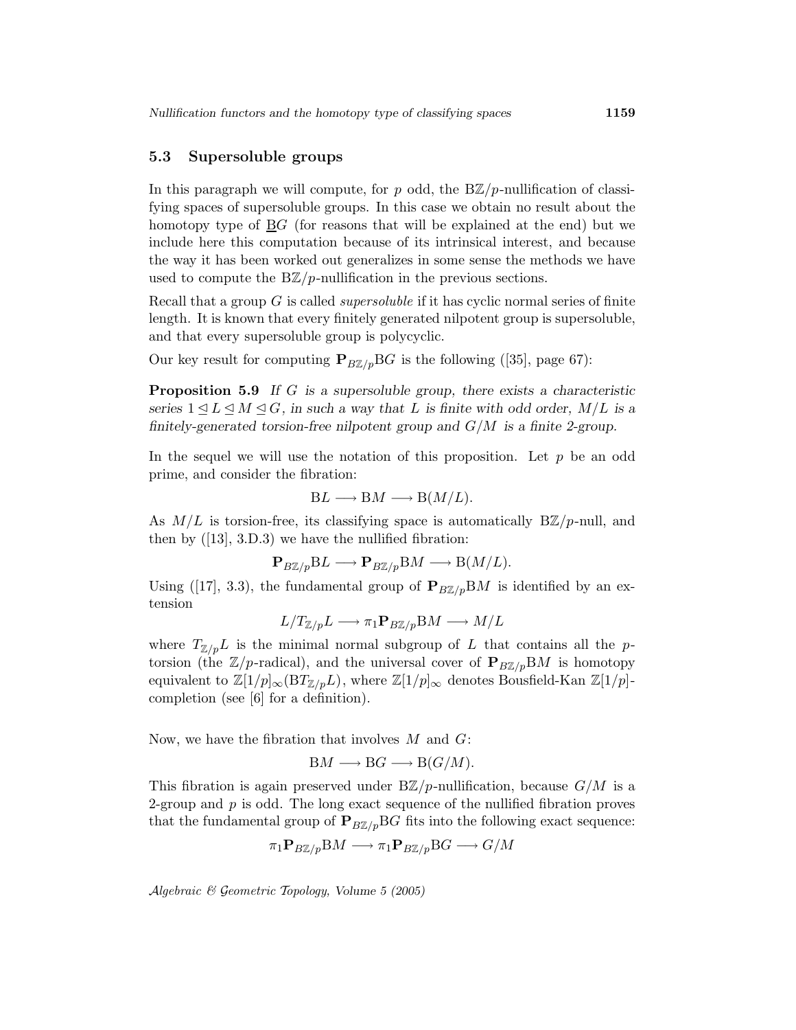### 5.3 Supersoluble groups

In this paragraph we will compute, for $p$ odd, the $\mathrm{B}\mathbb{Z}/p$-nullification of classifying spaces of supersoluble groups. In this case we obtain no result about the homotopy type of $\underline{\mathrm{B}}G$ (for reasons that will be explained at the end) but we include here this computation because of its intrinsical interest, and because the way it has been worked out generalizes in some sense the methods we have used to compute the $\mathrm{B}\mathbb{Z}/p$-nullification in the previous sections.

Recall that a group $G$ is called *supersoluble* if it has cyclic normal series of finite length. It is known that every finitely generated nilpotent group is supersoluble, and that every supersoluble group is polycyclic.

Our key result for computing $\mathbf{P}_{B\mathbb{Z}/p}\mathrm{B}G$ is the following ([35], page 67):

**Proposition 5.9** *If $G$ is a supersoluble group, there exists a characteristic series $1 \trianglelefteq L \trianglelefteq M \trianglelefteq G$, in such a way that $L$ is finite with odd order, $M/L$ is a finitely-generated torsion-free nilpotent group and $G/M$ is a finite 2-group.*

In the sequel we will use the notation of this proposition. Let $p$ be an odd prime, and consider the fibration:

$$\mathrm{B}L \longrightarrow \mathrm{B}M \longrightarrow \mathrm{B}(M/L).$$

As $M/L$ is torsion-free, its classifying space is automatically $\mathrm{B}\mathbb{Z}/p$-null, and then by ([13], 3.D.3) we have the nullified fibration:

$$\mathbf{P}_{B\mathbb{Z}/p}\mathrm{B}L \longrightarrow \mathbf{P}_{B\mathbb{Z}/p}\mathrm{B}M \longrightarrow \mathrm{B}(M/L).$$

Using ([17], 3.3), the fundamental group of $\mathbf{P}_{B\mathbb{Z}/p}\mathrm{B}M$ is identified by an extension

$$L/T_{\mathbb{Z}/p}L \longrightarrow \pi_1\mathbf{P}_{B\mathbb{Z}/p}\mathrm{B}M \longrightarrow M/L$$

where $T_{\mathbb{Z}/p}L$ is the minimal normal subgroup of $L$ that contains all the $p$-torsion (the $\mathbb{Z}/p$-radical), and the universal cover of $\mathbf{P}_{B\mathbb{Z}/p}\mathrm{B}M$ is homotopy equivalent to $\mathbb{Z}[1/p]_\infty(\mathrm{B}T_{\mathbb{Z}/p}L)$, where $\mathbb{Z}[1/p]_\infty$ denotes Bousfield-Kan $\mathbb{Z}[1/p]$-completion (see [6] for a definition).

Now, we have the fibration that involves $M$ and $G$:

$$\mathrm{B}M \longrightarrow \mathrm{B}G \longrightarrow \mathrm{B}(G/M).$$

This fibration is again preserved under $\mathrm{B}\mathbb{Z}/p$-nullification, because $G/M$ is a 2-group and $p$ is odd. The long exact sequence of the nullified fibration proves that the fundamental group of $\mathbf{P}_{B\mathbb{Z}/p}\mathrm{B}G$ fits into the following exact sequence:

$$\pi_1\mathbf{P}_{B\mathbb{Z}/p}\mathrm{B}M \longrightarrow \pi_1\mathbf{P}_{B\mathbb{Z}/p}\mathrm{B}G \longrightarrow G/M$$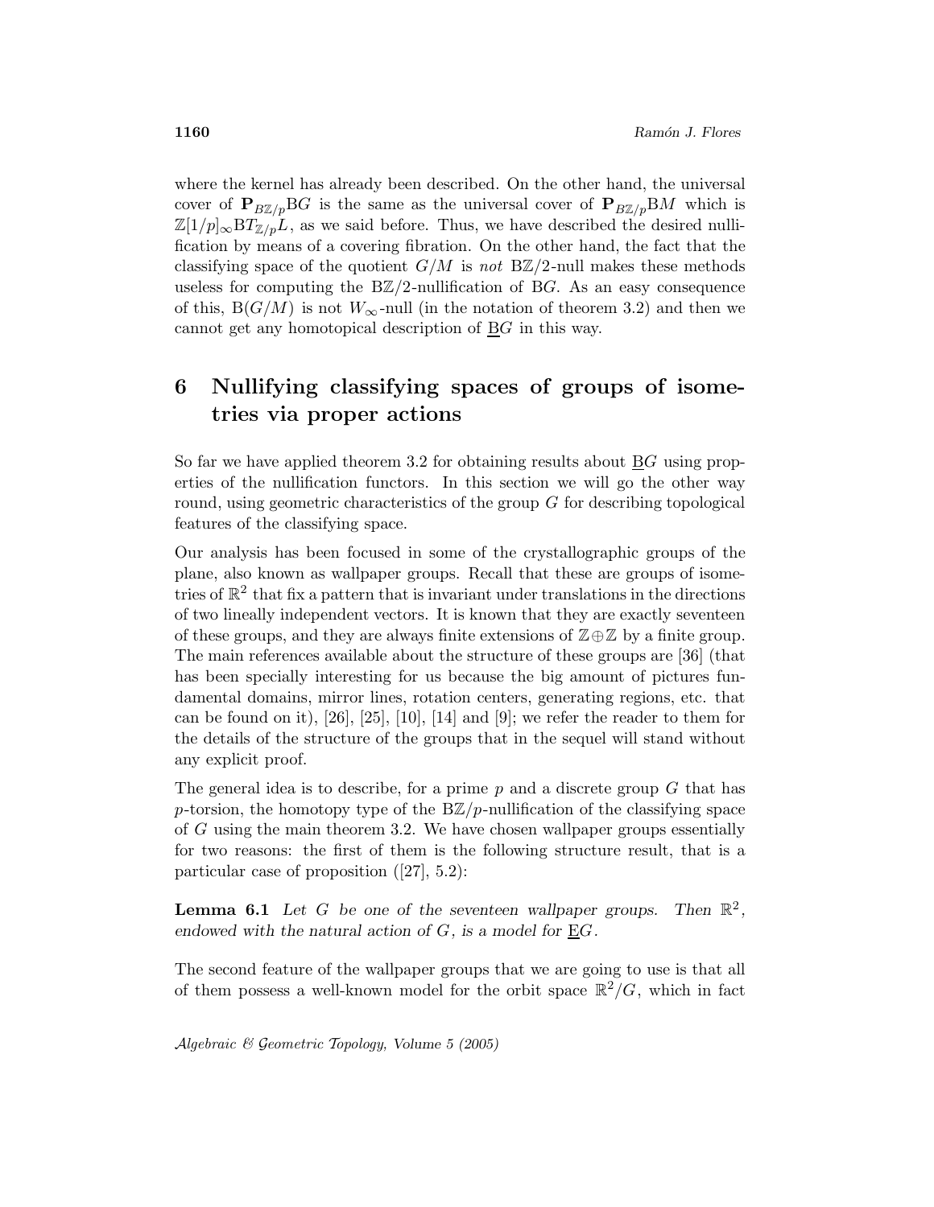where the kernel has already been described. On the other hand, the universal cover of $\mathbf{P}_{B\mathbb{Z}/p}\mathrm{B}G$ is the same as the universal cover of $\mathbf{P}_{B\mathbb{Z}/p}\mathrm{B}M$ which is $\mathbb{Z}[1/p]_\infty \mathrm{B}T_{\mathbb{Z}/p}L$, as we said before. Thus, we have described the desired nullification by means of a covering fibration. On the other hand, the fact that the classifying space of the quotient $G/M$ is *not* $\mathrm{B}\mathbb{Z}/2$-null makes these methods useless for computing the $\mathrm{B}\mathbb{Z}/2$-nullification of $\mathrm{B}G$. As an easy consequence of this, $\mathrm{B}(G/M)$ is not $W_\infty$-null (in the notation of theorem 3.2) and then we cannot get any homotopical description of $\underline{\mathrm{B}}G$ in this way.

## 6 Nullifying classifying spaces of groups of isometries via proper actions

So far we have applied theorem 3.2 for obtaining results about $\underline{\mathrm{B}}G$ using properties of the nullification functors. In this section we will go the other way round, using geometric characteristics of the group $G$ for describing topological features of the classifying space.

Our analysis has been focused in some of the crystallographic groups of the plane, also known as wallpaper groups. Recall that these are groups of isometries of $\mathbb{R}^2$ that fix a pattern that is invariant under translations in the directions of two lineally independent vectors. It is known that they are exactly seventeen of these groups, and they are always finite extensions of $\mathbb{Z}\oplus\mathbb{Z}$ by a finite group. The main references available about the structure of these groups are [36] (that has been specially interesting for us because the big amount of pictures fundamental domains, mirror lines, rotation centers, generating regions, etc. that can be found on it), [26], [25], [10], [14] and [9]; we refer the reader to them for the details of the structure of the groups that in the sequel will stand without any explicit proof.

The general idea is to describe, for a prime $p$ and a discrete group $G$ that has $p$-torsion, the homotopy type of the $\mathrm{B}\mathbb{Z}/p$-nullification of the classifying space of $G$ using the main theorem 3.2. We have chosen wallpaper groups essentially for two reasons: the first of them is the following structure result, that is a particular case of proposition ([27], 5.2):

**Lemma 6.1** *Let $G$ be one of the seventeen wallpaper groups. Then $\mathbb{R}^2$, endowed with the natural action of $G$, is a model for $\underline{\mathrm{E}}G$.*

The second feature of the wallpaper groups that we are going to use is that all of them possess a well-known model for the orbit space $\mathbb{R}^2/G$, which in fact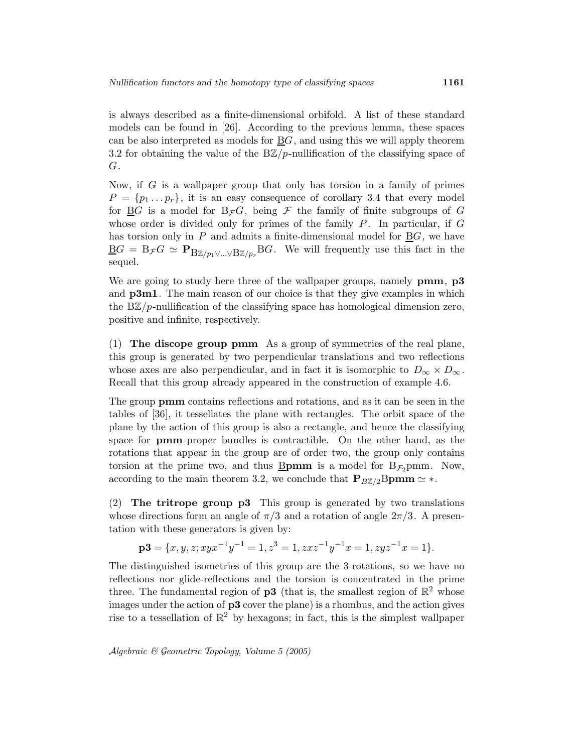is always described as a finite-dimensional orbifold. A list of these standard models can be found in [26]. According to the previous lemma, these spaces can be also interpreted as models for $\underline{\mathrm{B}}G$, and using this we will apply theorem 3.2 for obtaining the value of the $\mathrm{B}\mathbb{Z}/p$-nullification of the classifying space of $G$.

Now, if $G$ is a wallpaper group that only has torsion in a family of primes $P = \{p_1 \dots p_r\}$, it is an easy consequence of corollary 3.4 that every model for $\underline{\mathrm{B}}G$ is a model for $\mathrm{B}_{\mathcal{F}}G$, being $\mathcal{F}$ the family of finite subgroups of $G$ whose order is divided only for primes of the family $P$. In particular, if $G$ has torsion only in $P$ and admits a finite-dimensional model for $\underline{\mathrm{B}}G$, we have $\underline{\mathrm{B}}G = \mathrm{B}_{\mathcal{F}}G \simeq \mathbf{P}_{\mathrm{B}\mathbb{Z}/p_1 \vee \dots \vee \mathrm{B}\mathbb{Z}/p_r} \mathrm{B}G$. We will frequently use this fact in the sequel.

We are going to study here three of the wallpaper groups, namely **pmm**, **p3** and **p3m1**. The main reason of our choice is that they give examples in which the $\mathrm{B}\mathbb{Z}/p$-nullification of the classifying space has homological dimension zero, positive and infinite, respectively.

(1) **The discope group pmm** As a group of symmetries of the real plane, this group is generated by two perpendicular translations and two reflections whose axes are also perpendicular, and in fact it is isomorphic to $D_\infty \times D_\infty$. Recall that this group already appeared in the construction of example 4.6.

The group **pmm** contains reflections and rotations, and as it can be seen in the tables of [36], it tessellates the plane with rectangles. The orbit space of the plane by the action of this group is also a rectangle, and hence the classifying space for **pmm**-proper bundles is contractible. On the other hand, as the rotations that appear in the group are of order two, the group only contains torsion at the prime two, and thus $\underline{\mathrm{B}}\mathbf{pmm}$ is a model for $\mathrm{B}_{\mathcal{F}_2}\mathrm{pmm}$. Now, according to the main theorem 3.2, we conclude that $\mathbf{P}_{B\mathbb{Z}/2}\mathrm{B}\mathbf{pmm} \simeq *$.

(2) **The tritrope group p3** This group is generated by two translations whose directions form an angle of $\pi/3$ and a rotation of angle $2\pi/3$. A presentation with these generators is given by:

$$\mathbf{p3} = \{x, y, z; xyx^{-1}y^{-1} = 1, z^3 = 1, zxz^{-1}y^{-1}x = 1, zyz^{-1}x = 1\}.$$

The distinguished isometries of this group are the 3-rotations, so we have no reflections nor glide-reflections and the torsion is concentrated in the prime three. The fundamental region of **p3** (that is, the smallest region of $\mathbb{R}^2$ whose images under the action of **p3** cover the plane) is a rhombus, and the action gives rise to a tessellation of $\mathbb{R}^2$ by hexagons; in fact, this is the simplest wallpaper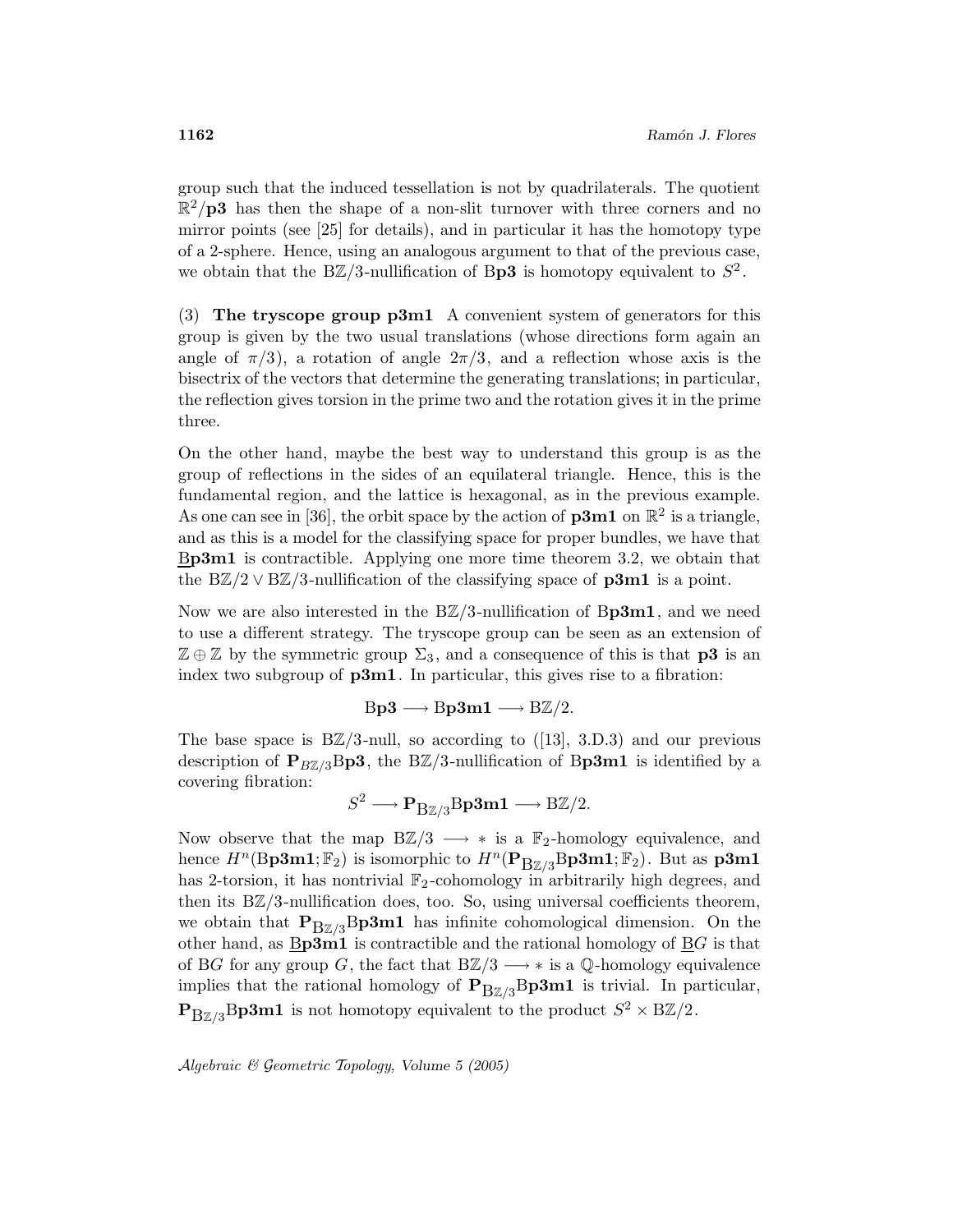group such that the induced tessellation is not by quadrilaterals. The quotient $\mathbb{R}^2/\mathbf{p3}$ has then the shape of a non-slit turnover with three corners and no mirror points (see [25] for details), and in particular it has the homotopy type of a 2-sphere. Hence, using an analogous argument to that of the previous case, we obtain that the $B\mathbb{Z}/3$-nullification of $B\mathbf{p3}$ is homotopy equivalent to $S^2$.

(3) **The tryscope group p3m1** A convenient system of generators for this group is given by the two usual translations (whose directions form again an angle of $\pi/3$), a rotation of angle $2\pi/3$, and a reflection whose axis is the bisectrix of the vectors that determine the generating translations; in particular, the reflection gives torsion in the prime two and the rotation gives it in the prime three.

On the other hand, maybe the best way to understand this group is as the group of reflections in the sides of an equilateral triangle. Hence, this is the fundamental region, and the lattice is hexagonal, as in the previous example. As one can see in [36], the orbit space by the action of $\mathbf{p3m1}$ on $\mathbb{R}^2$ is a triangle, and as this is a model for the classifying space for proper bundles, we have that $\underline{B}\mathbf{p3m1}$ is contractible. Applying one more time theorem 3.2, we obtain that the $B\mathbb{Z}/2 \vee B\mathbb{Z}/3$-nullification of the classifying space of $\mathbf{p3m1}$ is a point.

Now we are also interested in the $B\mathbb{Z}/3$-nullification of $B\mathbf{p3m1}$, and we need to use a different strategy. The tryscope group can be seen as an extension of $\mathbb{Z} \oplus \mathbb{Z}$ by the symmetric group $\Sigma_3$, and a consequence of this is that $\mathbf{p3}$ is an index two subgroup of $\mathbf{p3m1}$. In particular, this gives rise to a fibration:

$$B\mathbf{p3} \longrightarrow B\mathbf{p3m1} \longrightarrow B\mathbb{Z}/2.$$

The base space is $B\mathbb{Z}/3$-null, so according to ([13], 3.D.3) and our previous description of $\mathbf{P}_{B\mathbb{Z}/3}B\mathbf{p3}$, the $B\mathbb{Z}/3$-nullification of $B\mathbf{p3m1}$ is identified by a covering fibration:

$$S^2 \longrightarrow \mathbf{P}_{B\mathbb{Z}/3}B\mathbf{p3m1} \longrightarrow B\mathbb{Z}/2.$$

Now observe that the map $B\mathbb{Z}/3 \longrightarrow *$ is a $\mathbb{F}_2$-homology equivalence, and hence $H^n(B\mathbf{p3m1};\mathbb{F}_2)$ is isomorphic to $H^n(\mathbf{P}_{B\mathbb{Z}/3}B\mathbf{p3m1};\mathbb{F}_2)$. But as $\mathbf{p3m1}$ has 2-torsion, it has nontrivial $\mathbb{F}_2$-cohomology in arbitrarily high degrees, and then its $B\mathbb{Z}/3$-nullification does, too. So, using universal coefficients theorem, we obtain that $\mathbf{P}_{B\mathbb{Z}/3}B\mathbf{p3m1}$ has infinite cohomological dimension. On the other hand, as $\underline{B}\mathbf{p3m1}$ is contractible and the rational homology of $\underline{B}G$ is that of $BG$ for any group $G$, the fact that $B\mathbb{Z}/3 \longrightarrow *$ is a $\mathbb{Q}$-homology equivalence implies that the rational homology of $\mathbf{P}_{B\mathbb{Z}/3}B\mathbf{p3m1}$ is trivial. In particular, $\mathbf{P}_{B\mathbb{Z}/3}B\mathbf{p3m1}$ is not homotopy equivalent to the product $S^2 \times B\mathbb{Z}/2$.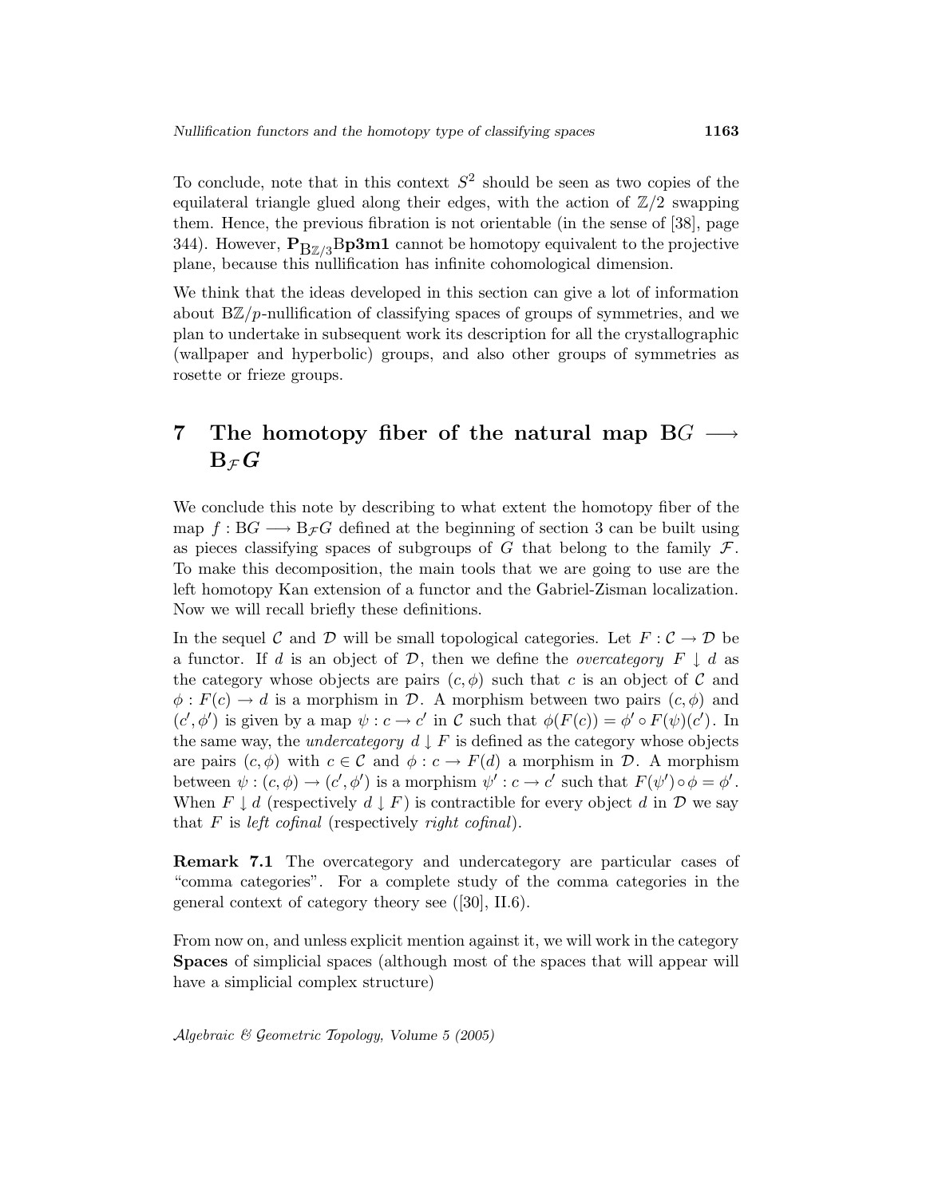To conclude, note that in this context $S^2$ should be seen as two copies of the equilateral triangle glued along their edges, with the action of $\mathbb{Z}/2$ swapping them. Hence, the previous fibration is not orientable (in the sense of [38], page 344). However, $\mathbf{P}_{\mathrm{B}\mathbb{Z}/3}\mathrm{B}\mathbf{p3m1}$ cannot be homotopy equivalent to the projective plane, because this nullification has infinite cohomological dimension.

We think that the ideas developed in this section can give a lot of information about $\mathrm{B}\mathbb{Z}/p$-nullification of classifying spaces of groups of symmetries, and we plan to undertake in subsequent work its description for all the crystallographic (wallpaper and hyperbolic) groups, and also other groups of symmetries as rosette or frieze groups.

# 7 The homotopy fiber of the natural map $\mathrm{B}G \longrightarrow \mathrm{B}_{\mathcal{F}}G$

We conclude this note by describing to what extent the homotopy fiber of the map $f : \mathrm{B}G \longrightarrow \mathrm{B}_{\mathcal{F}}G$ defined at the beginning of section 3 can be built using as pieces classifying spaces of subgroups of $G$ that belong to the family $\mathcal{F}$. To make this decomposition, the main tools that we are going to use are the left homotopy Kan extension of a functor and the Gabriel-Zisman localization. Now we will recall briefly these definitions.

In the sequel $\mathcal{C}$ and $\mathcal{D}$ will be small topological categories. Let $F : \mathcal{C} \to \mathcal{D}$ be a functor. If $d$ is an object of $\mathcal{D}$, then we define the *overcategory* $F \downarrow d$ as the category whose objects are pairs $(c, \phi)$ such that $c$ is an object of $\mathcal{C}$ and $\phi : F(c) \to d$ is a morphism in $\mathcal{D}$. A morphism between two pairs $(c, \phi)$ and $(c', \phi')$ is given by a map $\psi : c \to c'$ in $\mathcal{C}$ such that $\phi(F(c)) = \phi' \circ F(\psi)(c')$. In the same way, the *undercategory* $d \downarrow F$ is defined as the category whose objects are pairs $(c, \phi)$ with $c \in \mathcal{C}$ and $\phi : c \to F(d)$ a morphism in $\mathcal{D}$. A morphism between $\psi : (c, \phi) \to (c', \phi')$ is a morphism $\psi' : c \to c'$ such that $F(\psi') \circ \phi = \phi'$. When $F \downarrow d$ (respectively $d \downarrow F$) is contractible for every object $d$ in $\mathcal{D}$ we say that $F$ is *left cofinal* (respectively *right cofinal*).

**Remark 7.1** The overcategory and undercategory are particular cases of "comma categories". For a complete study of the comma categories in the general context of category theory see ([30], II.6).

From now on, and unless explicit mention against it, we will work in the category **Spaces** of simplicial spaces (although most of the spaces that will appear will have a simplicial complex structure)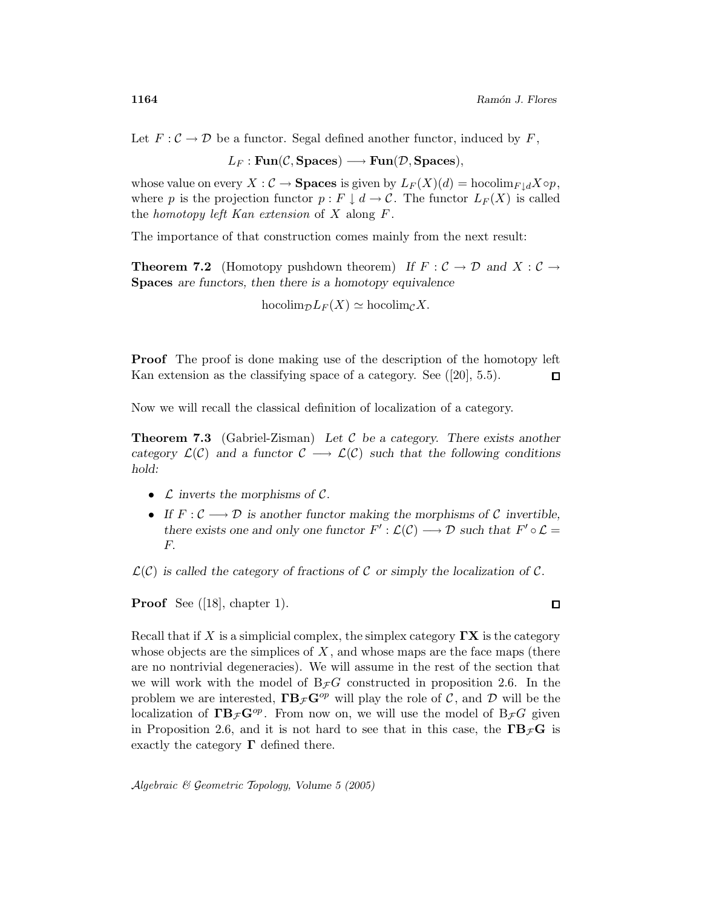Let $F : \mathcal{C} \to \mathcal{D}$ be a functor. Segal defined another functor, induced by $F$,

$$L_F : \mathbf{Fun}(\mathcal{C}, \mathbf{Spaces}) \longrightarrow \mathbf{Fun}(\mathcal{D}, \mathbf{Spaces}),$$

whose value on every $X : \mathcal{C} \to \mathbf{Spaces}$ is given by $L_F(X)(d) = \mathrm{hocolim}_{F\downarrow d} X \circ p$, where $p$ is the projection functor $p : F \downarrow d \to \mathcal{C}$. The functor $L_F(X)$ is called the *homotopy left Kan extension* of $X$ along $F$.

The importance of that construction comes mainly from the next result:

**Theorem 7.2** (Homotopy pushdown theorem) *If $F : \mathcal{C} \to \mathcal{D}$ and $X : \mathcal{C} \to$ **Spaces** are functors, then there is a homotopy equivalence*

$$\mathrm{hocolim}_{\mathcal{D}} L_F(X) \simeq \mathrm{hocolim}_{\mathcal{C}} X.$$

**Proof** The proof is done making use of the description of the homotopy left Kan extension as the classifying space of a category. See ([20], 5.5). □

Now we will recall the classical definition of localization of a category.

**Theorem 7.3** (Gabriel-Zisman) *Let $\mathcal{C}$ be a category. There exists another category $\mathcal{L}(\mathcal{C})$ and a functor $\mathcal{C} \longrightarrow \mathcal{L}(\mathcal{C})$ such that the following conditions hold:*

- *$\mathcal{L}$ inverts the morphisms of $\mathcal{C}$.*
- *If $F : \mathcal{C} \longrightarrow \mathcal{D}$ is another functor making the morphisms of $\mathcal{C}$ invertible, there exists one and only one functor $F' : \mathcal{L}(\mathcal{C}) \longrightarrow \mathcal{D}$ such that $F' \circ \mathcal{L} = F$.*

*$\mathcal{L}(\mathcal{C})$ is called the category of fractions of $\mathcal{C}$ or simply the localization of $\mathcal{C}$.*

**Proof** See ([18], chapter 1). □

Recall that if $X$ is a simplicial complex, the simplex category $\mathbf{\Gamma X}$ is the category whose objects are the simplices of $X$, and whose maps are the face maps (there are no nontrivial degeneracies). We will assume in the rest of the section that we will work with the model of $\mathrm{B}_{\mathcal{F}}G$ constructed in proposition 2.6. In the problem we are interested, $\mathbf{\Gamma B_{\mathcal{F}} G}^{op}$ will play the role of $\mathcal{C}$, and $\mathcal{D}$ will be the localization of $\mathbf{\Gamma B_{\mathcal{F}} G}^{op}$. From now on, we will use the model of $\mathrm{B}_{\mathcal{F}}G$ given in Proposition 2.6, and it is not hard to see that in this case, the $\mathbf{\Gamma B_{\mathcal{F}} G}$ is exactly the category $\mathbf{\Gamma}$ defined there.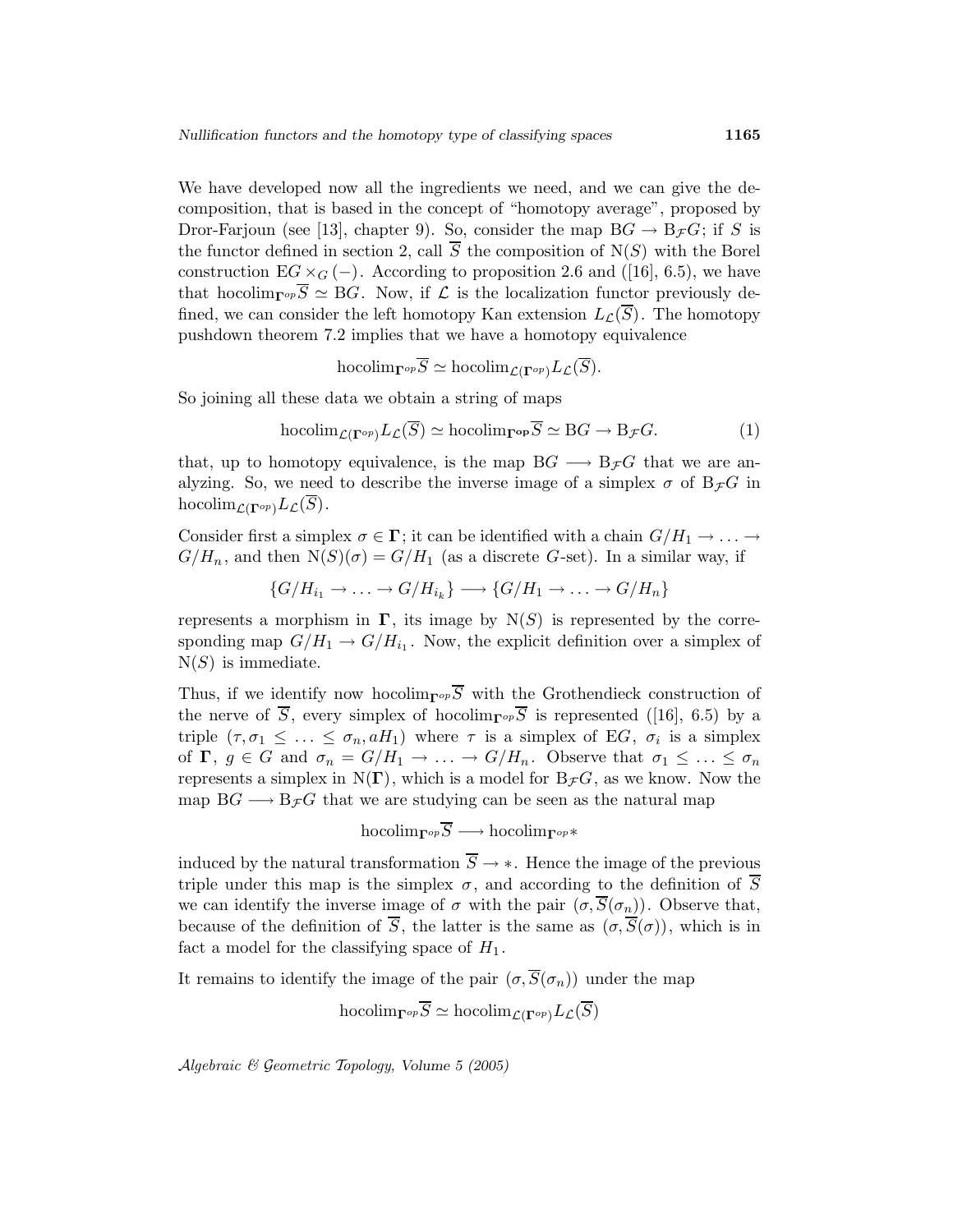We have developed now all the ingredients we need, and we can give the decomposition, that is based in the concept of "homotopy average", proposed by Dror-Farjoun (see [13], chapter 9). So, consider the map $\mathrm{B}G \to \mathrm{B}_{\mathcal{F}}G$; if $S$ is the functor defined in section 2, call $\overline{S}$ the composition of $\mathrm{N}(S)$ with the Borel construction $\mathrm{E}G \times_G (-)$. According to proposition 2.6 and ([16], 6.5), we have that $\mathrm{hocolim}_{\mathbf{\Gamma}^{op}}\overline{S} \simeq \mathrm{B}G$. Now, if $\mathcal{L}$ is the localization functor previously defined, we can consider the left homotopy Kan extension $L_{\mathcal{L}}(\overline{S})$. The homotopy pushdown theorem 7.2 implies that we have a homotopy equivalence

$$\mathrm{hocolim}_{\mathbf{\Gamma}^{op}}\overline{S} \simeq \mathrm{hocolim}_{\mathcal{L}(\mathbf{\Gamma}^{op})}L_{\mathcal{L}}(\overline{S}).$$

So joining all these data we obtain a string of maps

$$\mathrm{hocolim}_{\mathcal{L}(\mathbf{\Gamma}^{op})}L_{\mathcal{L}}(\overline{S}) \simeq \mathrm{hocolim}_{\mathbf{\Gamma}^{\mathbf{op}}}\overline{S} \simeq \mathrm{B}G \to \mathrm{B}_{\mathcal{F}}G. \tag{1}$$

that, up to homotopy equivalence, is the map $\mathrm{B}G \longrightarrow \mathrm{B}_{\mathcal{F}}G$ that we are analyzing. So, we need to describe the inverse image of a simplex $\sigma$ of $\mathrm{B}_{\mathcal{F}}G$ in $\mathrm{hocolim}_{\mathcal{L}(\mathbf{\Gamma}^{op})}L_{\mathcal{L}}(\overline{S})$.

Consider first a simplex $\sigma \in \mathbf{\Gamma}$; it can be identified with a chain $G/H_1 \to \ldots \to G/H_n$, and then $\mathrm{N}(S)(\sigma) = G/H_1$ (as a discrete $G$-set). In a similar way, if

$$\{G/H_{i_1} \to \ldots \to G/H_{i_k}\} \longrightarrow \{G/H_1 \to \ldots \to G/H_n\}$$

represents a morphism in $\mathbf{\Gamma}$, its image by $\mathrm{N}(S)$ is represented by the corresponding map $G/H_1 \to G/H_{i_1}$. Now, the explicit definition over a simplex of $\mathrm{N}(S)$ is immediate.

Thus, if we identify now $\mathrm{hocolim}_{\mathbf{\Gamma}^{op}}\overline{S}$ with the Grothendieck construction of the nerve of $\overline{S}$, every simplex of $\mathrm{hocolim}_{\mathbf{\Gamma}^{op}}\overline{S}$ is represented ([16], 6.5) by a triple $(\tau, \sigma_1 \leq \ldots \leq \sigma_n, aH_1)$ where $\tau$ is a simplex of $\mathrm{E}G$, $\sigma_i$ is a simplex of $\mathbf{\Gamma}$, $g \in G$ and $\sigma_n = G/H_1 \to \ldots \to G/H_n$. Observe that $\sigma_1 \leq \ldots \leq \sigma_n$ represents a simplex in $\mathrm{N}(\mathbf{\Gamma})$, which is a model for $\mathrm{B}_{\mathcal{F}}G$, as we know. Now the map $\mathrm{B}G \longrightarrow \mathrm{B}_{\mathcal{F}}G$ that we are studying can be seen as the natural map

$$\mathrm{hocolim}_{\mathbf{\Gamma}^{op}}\overline{S} \longrightarrow \mathrm{hocolim}_{\mathbf{\Gamma}^{op}}*$$

induced by the natural transformation $\overline{S} \to *$. Hence the image of the previous triple under this map is the simplex $\sigma$, and according to the definition of $\overline{S}$ we can identify the inverse image of $\sigma$ with the pair $(\sigma, \overline{S}(\sigma_n))$. Observe that, because of the definition of $\overline{S}$, the latter is the same as $(\sigma, \overline{S}(\sigma))$, which is in fact a model for the classifying space of $H_1$.

It remains to identify the image of the pair $(\sigma, \overline{S}(\sigma_n))$ under the map

$$\mathrm{hocolim}_{\mathbf{\Gamma}^{op}}\overline{S} \simeq \mathrm{hocolim}_{\mathcal{L}(\mathbf{\Gamma}^{op})}L_{\mathcal{L}}(\overline{S})$$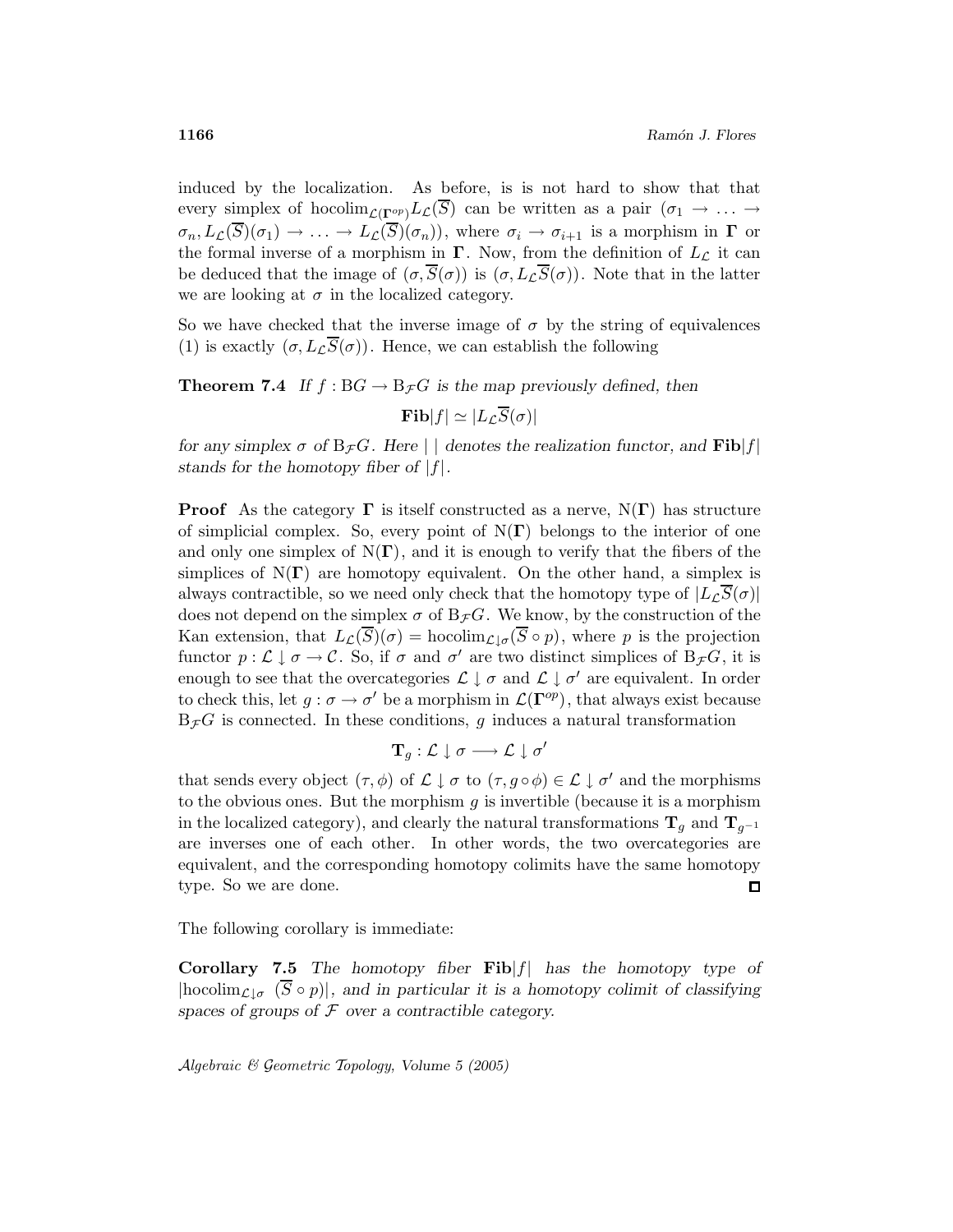induced by the localization. As before, is is not hard to show that that every simplex of $\mathrm{hocolim}_{\mathcal{L}(\mathbf{\Gamma}^{op})}L_{\mathcal{L}}(\overline{S})$ can be written as a pair $(\sigma_1 \to \ldots \to \sigma_n, L_{\mathcal{L}}(\overline{S})(\sigma_1) \to \ldots \to L_{\mathcal{L}}(\overline{S})(\sigma_n))$, where $\sigma_i \to \sigma_{i+1}$ is a morphism in $\mathbf{\Gamma}$ or the formal inverse of a morphism in $\mathbf{\Gamma}$. Now, from the definition of $L_{\mathcal{L}}$ it can be deduced that the image of $(\sigma, \overline{S}(\sigma))$ is $(\sigma, L_{\mathcal{L}}\overline{S}(\sigma))$. Note that in the latter we are looking at $\sigma$ in the localized category.

So we have checked that the inverse image of $\sigma$ by the string of equivalences (1) is exactly $(\sigma, L_{\mathcal{L}}\overline{S}(\sigma))$. Hence, we can establish the following

**Theorem 7.4** *If $f : \mathrm{B}G \to \mathrm{B}_{\mathcal{F}}G$ is the map previously defined, then*

$$\mathbf{Fib}|f| \simeq |L_{\mathcal{L}}\overline{S}(\sigma)|$$

*for any simplex $\sigma$ of $\mathrm{B}_{\mathcal{F}}G$. Here $|\ |$ denotes the realization functor, and $\mathbf{Fib}|f|$ stands for the homotopy fiber of $|f|$.*

**Proof** As the category $\mathbf{\Gamma}$ is itself constructed as a nerve, $\mathrm{N}(\mathbf{\Gamma})$ has structure of simplicial complex. So, every point of $\mathrm{N}(\mathbf{\Gamma})$ belongs to the interior of one and only one simplex of $\mathrm{N}(\mathbf{\Gamma})$, and it is enough to verify that the fibers of the simplices of $\mathrm{N}(\mathbf{\Gamma})$ are homotopy equivalent. On the other hand, a simplex is always contractible, so we need only check that the homotopy type of $|L_{\mathcal{L}}\overline{S}(\sigma)|$ does not depend on the simplex $\sigma$ of $\mathrm{B}_{\mathcal{F}}G$. We know, by the construction of the Kan extension, that $L_{\mathcal{L}}(\overline{S})(\sigma) = \mathrm{hocolim}_{\mathcal{L}\downarrow\sigma}(\overline{S}\circ p)$, where $p$ is the projection functor $p : \mathcal{L}\downarrow\sigma \to \mathcal{C}$. So, if $\sigma$ and $\sigma'$ are two distinct simplices of $\mathrm{B}_{\mathcal{F}}G$, it is enough to see that the overcategories $\mathcal{L}\downarrow\sigma$ and $\mathcal{L}\downarrow\sigma'$ are equivalent. In order to check this, let $g : \sigma \to \sigma'$ be a morphism in $\mathcal{L}(\mathbf{\Gamma}^{op})$, that always exist because $\mathrm{B}_{\mathcal{F}}G$ is connected. In these conditions, $g$ induces a natural transformation

$$\mathbf{T}_g : \mathcal{L}\downarrow\sigma \longrightarrow \mathcal{L}\downarrow\sigma'$$

that sends every object $(\tau, \phi)$ of $\mathcal{L}\downarrow\sigma$ to $(\tau, g\circ\phi) \in \mathcal{L}\downarrow\sigma'$ and the morphisms to the obvious ones. But the morphism $g$ is invertible (because it is a morphism in the localized category), and clearly the natural transformations $\mathbf{T}_g$ and $\mathbf{T}_{g^{-1}}$ are inverses one of each other. In other words, the two overcategories are equivalent, and the corresponding homotopy colimits have the same homotopy type. So we are done. ◻

The following corollary is immediate:

**Corollary 7.5** *The homotopy fiber $\mathbf{Fib}|f|$ has the homotopy type of $|\mathrm{hocolim}_{\mathcal{L}\downarrow\sigma}\ (\overline{S}\circ p)|$, and in particular it is a homotopy colimit of classifying spaces of groups of $\mathcal{F}$ over a contractible category.*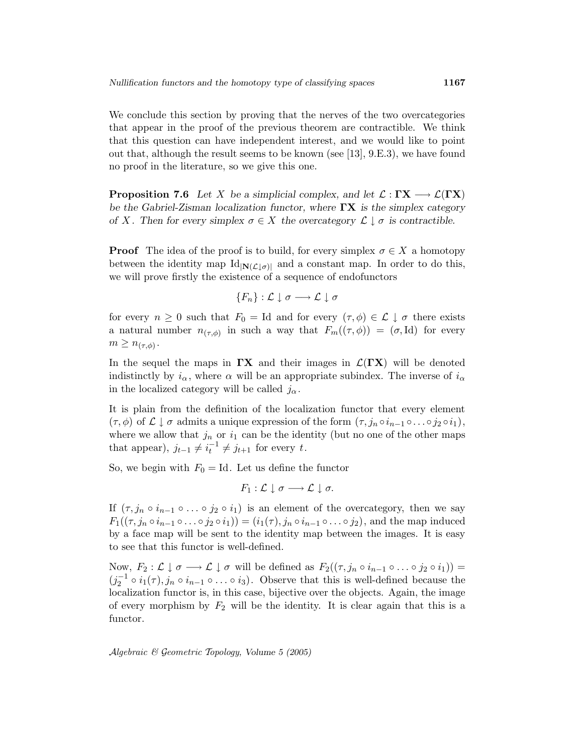We conclude this section by proving that the nerves of the two overcategories that appear in the proof of the previous theorem are contractible. We think that this question can have independent interest, and we would like to point out that, although the result seems to be known (see [13], 9.E.3), we have found no proof in the literature, so we give this one.

**Proposition 7.6** *Let $X$ be a simplicial complex, and let $\mathcal{L} : \mathbf{\Gamma X} \longrightarrow \mathcal{L}(\mathbf{\Gamma X})$ be the Gabriel-Zisman localization functor, where $\mathbf{\Gamma X}$ is the simplex category of $X$. Then for every simplex $\sigma \in X$ the overcategory $\mathcal{L} \downarrow \sigma$ is contractible.*

**Proof** The idea of the proof is to build, for every simplex $\sigma \in X$ a homotopy between the identity map $\mathrm{Id}_{|\mathbf{N}(\mathcal{L}\downarrow\sigma)|}$ and a constant map. In order to do this, we will prove firstly the existence of a sequence of endofunctors

$$\{F_n\} : \mathcal{L} \downarrow \sigma \longrightarrow \mathcal{L} \downarrow \sigma$$

for every $n \geq 0$ such that $F_0 = \mathrm{Id}$ and for every $(\tau, \phi) \in \mathcal{L} \downarrow \sigma$ there exists a natural number $n_{(\tau,\phi)}$ in such a way that $F_m((\tau, \phi)) = (\sigma, \mathrm{Id})$ for every $m \geq n_{(\tau,\phi)}$.

In the sequel the maps in $\mathbf{\Gamma X}$ and their images in $\mathcal{L}(\mathbf{\Gamma X})$ will be denoted indistinctly by $i_\alpha$, where $\alpha$ will be an appropriate subindex. The inverse of $i_\alpha$ in the localized category will be called $j_\alpha$.

It is plain from the definition of the localization functor that every element $(\tau, \phi)$ of $\mathcal{L} \downarrow \sigma$ admits a unique expression of the form $(\tau, j_n \circ i_{n-1} \circ \ldots \circ j_2 \circ i_1)$, where we allow that $j_n$ or $i_1$ can be the identity (but no one of the other maps that appear), $j_{t-1} \neq i_t^{-1} \neq j_{t+1}$ for every $t$.

So, we begin with $F_0 = \mathrm{Id}$. Let us define the functor

$$F_1 : \mathcal{L} \downarrow \sigma \longrightarrow \mathcal{L} \downarrow \sigma.$$

If $(\tau, j_n \circ i_{n-1} \circ \ldots \circ j_2 \circ i_1)$ is an element of the overcategory, then we say $F_1((\tau, j_n \circ i_{n-1} \circ \ldots \circ j_2 \circ i_1)) = (i_1(\tau), j_n \circ i_{n-1} \circ \ldots \circ j_2)$, and the map induced by a face map will be sent to the identity map between the images. It is easy to see that this functor is well-defined.

Now, $F_2 : \mathcal{L} \downarrow \sigma \longrightarrow \mathcal{L} \downarrow \sigma$ will be defined as $F_2((\tau, j_n \circ i_{n-1} \circ \ldots \circ j_2 \circ i_1)) = (j_2^{-1} \circ i_1(\tau), j_n \circ i_{n-1} \circ \ldots \circ i_3)$. Observe that this is well-defined because the localization functor is, in this case, bijective over the objects. Again, the image of every morphism by $F_2$ will be the identity. It is clear again that this is a functor.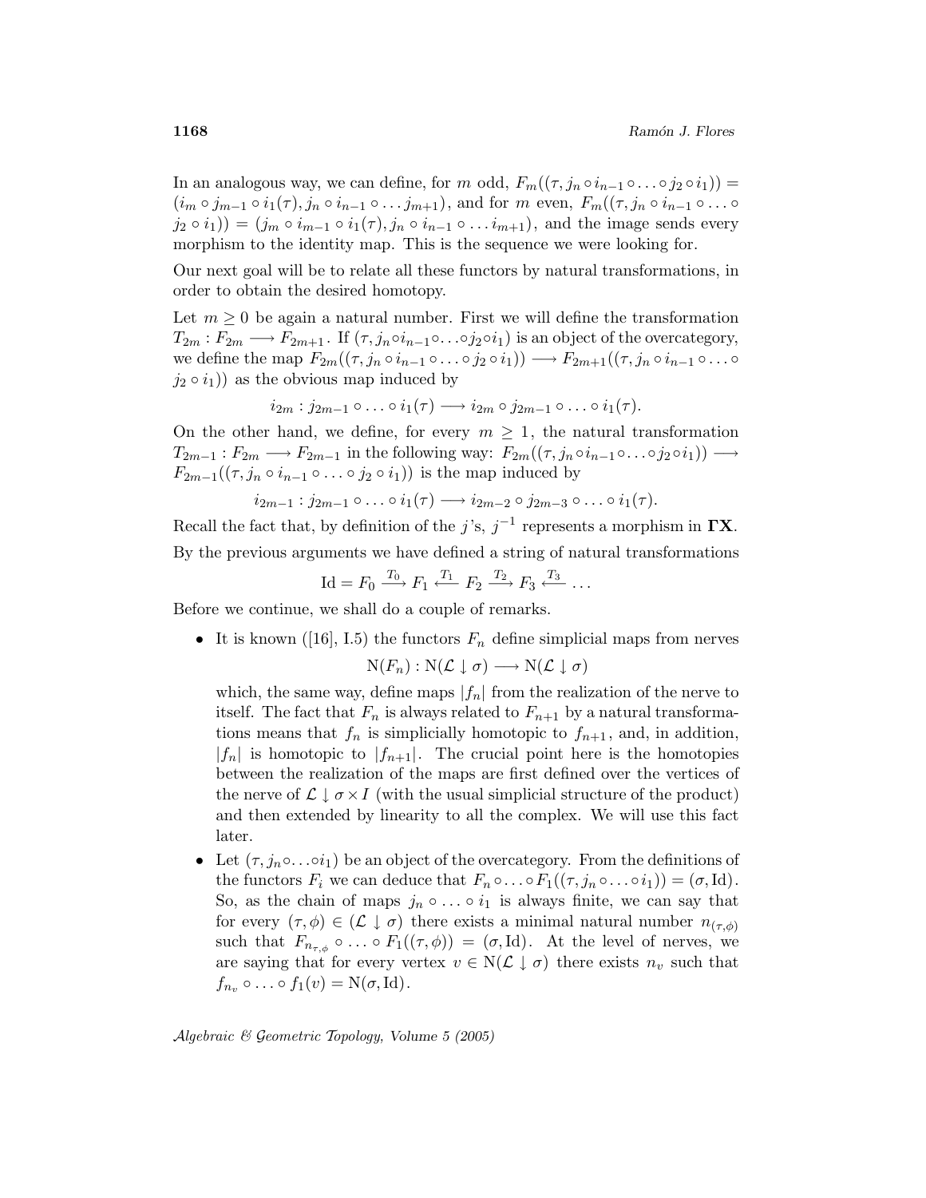In an analogous way, we can define, for $m$ odd, $F_m((\tau, j_n \circ i_{n-1} \circ \ldots \circ j_2 \circ i_1)) = (i_m \circ j_{m-1} \circ i_1(\tau), j_n \circ i_{n-1} \circ \ldots j_{m+1})$, and for $m$ even, $F_m((\tau, j_n \circ i_{n-1} \circ \ldots \circ j_2 \circ i_1)) = (j_m \circ i_{m-1} \circ i_1(\tau), j_n \circ i_{n-1} \circ \ldots i_{m+1})$, and the image sends every morphism to the identity map. This is the sequence we were looking for.

Our next goal will be to relate all these functors by natural transformations, in order to obtain the desired homotopy.

Let $m \geq 0$ be again a natural number. First we will define the transformation $T_{2m} : F_{2m} \longrightarrow F_{2m+1}$. If $(\tau, j_n \circ i_{n-1} \circ \ldots \circ j_2 \circ i_1)$ is an object of the overcategory, we define the map $F_{2m}((\tau, j_n \circ i_{n-1} \circ \ldots \circ j_2 \circ i_1)) \longrightarrow F_{2m+1}((\tau, j_n \circ i_{n-1} \circ \ldots \circ j_2 \circ i_1))$ as the obvious map induced by

$$i_{2m} : j_{2m-1} \circ \ldots \circ i_1(\tau) \longrightarrow i_{2m} \circ j_{2m-1} \circ \ldots \circ i_1(\tau).$$

On the other hand, we define, for every $m \geq 1$, the natural transformation $T_{2m-1} : F_{2m} \longrightarrow F_{2m-1}$ in the following way: $F_{2m}((\tau, j_n \circ i_{n-1} \circ \ldots \circ j_2 \circ i_1)) \longrightarrow F_{2m-1}((\tau, j_n \circ i_{n-1} \circ \ldots \circ j_2 \circ i_1))$ is the map induced by

$$i_{2m-1} : j_{2m-1} \circ \ldots \circ i_1(\tau) \longrightarrow i_{2m-2} \circ j_{2m-3} \circ \ldots \circ i_1(\tau).$$

Recall the fact that, by definition of the $j$'s, $j^{-1}$ represents a morphism in $\mathbf{\Gamma X}$.

By the previous arguments we have defined a string of natural transformations

$$\mathrm{Id} = F_0 \xrightarrow{T_0} F_1 \xleftarrow{T_1} F_2 \xrightarrow{T_2} F_3 \xleftarrow{T_3} \ldots$$

Before we continue, we shall do a couple of remarks.

- It is known ([16], I.5) the functors $F_n$ define simplicial maps from nerves

$$\mathrm{N}(F_n) : \mathrm{N}(\mathcal{L} \downarrow \sigma) \longrightarrow \mathrm{N}(\mathcal{L} \downarrow \sigma)$$

  which, the same way, define maps $|f_n|$ from the realization of the nerve to itself. The fact that $F_n$ is always related to $F_{n+1}$ by a natural transformations means that $f_n$ is simplicially homotopic to $f_{n+1}$, and, in addition, $|f_n|$ is homotopic to $|f_{n+1}|$. The crucial point here is the homotopies between the realization of the maps are first defined over the vertices of the nerve of $\mathcal{L} \downarrow \sigma \times I$ (with the usual simplicial structure of the product) and then extended by linearity to all the complex. We will use this fact later.

- Let $(\tau, j_n \circ \ldots \circ i_1)$ be an object of the overcategory. From the definitions of the functors $F_i$ we can deduce that $F_n \circ \ldots \circ F_1((\tau, j_n \circ \ldots \circ i_1)) = (\sigma, \mathrm{Id})$. So, as the chain of maps $j_n \circ \ldots \circ i_1$ is always finite, we can say that for every $(\tau, \phi) \in (\mathcal{L} \downarrow \sigma)$ there exists a minimal natural number $n_{(\tau,\phi)}$ such that $F_{n_{\tau,\phi}} \circ \ldots \circ F_1((\tau, \phi)) = (\sigma, \mathrm{Id})$. At the level of nerves, we are saying that for every vertex $v \in \mathrm{N}(\mathcal{L} \downarrow \sigma)$ there exists $n_v$ such that $f_{n_v} \circ \ldots \circ f_1(v) = \mathrm{N}(\sigma, \mathrm{Id})$.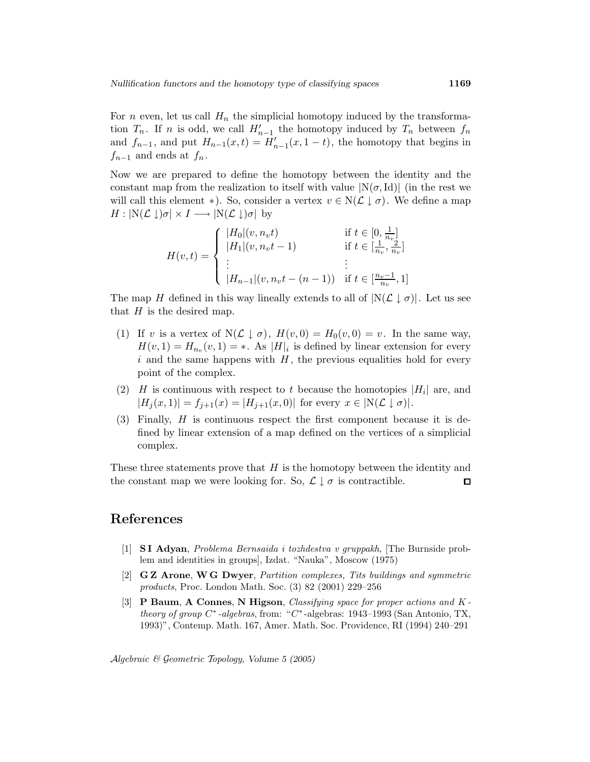For $n$ even, let us call $H_n$ the simplicial homotopy induced by the transformation $T_n$. If $n$ is odd, we call $H'_{n-1}$ the homotopy induced by $T_n$ between $f_n$ and $f_{n-1}$, and put $H_{n-1}(x,t) = H'_{n-1}(x, 1-t)$, the homotopy that begins in $f_{n-1}$ and ends at $f_n$.

Now we are prepared to define the homotopy between the identity and the constant map from the realization to itself with value $|\mathrm{N}(\sigma, \mathrm{Id})|$ (in the rest we will call this element $*$). So, consider a vertex $v \in \mathrm{N}(\mathcal{L} \downarrow \sigma)$. We define a map $H : |\mathrm{N}(\mathcal{L} \downarrow)\sigma| \times I \longrightarrow |\mathrm{N}(\mathcal{L} \downarrow)\sigma|$ by

$$H(v,t) = \begin{cases} |H_0|(v, n_v t) & \text{if } t \in [0, \frac{1}{n_v}] \\ |H_1|(v, n_v t - 1) & \text{if } t \in [\frac{1}{n_v}, \frac{2}{n_v}] \\ \vdots & \vdots \\ |H_{n-1}|(v, n_v t - (n-1)) & \text{if } t \in [\frac{n_v - 1}{n_v}, 1] \end{cases}$$

The map $H$ defined in this way lineally extends to all of $|\mathrm{N}(\mathcal{L} \downarrow \sigma)|$. Let us see that $H$ is the desired map.

(1) If $v$ is a vertex of $\mathrm{N}(\mathcal{L} \downarrow \sigma)$, $H(v,0) = H_0(v,0) = v$. In the same way, $H(v,1) = H_{n_v}(v,1) = *$. As $|H|_i$ is defined by linear extension for every $i$ and the same happens with $H$, the previous equalities hold for every point of the complex.

(2) $H$ is continuous with respect to $t$ because the homotopies $|H_i|$ are, and $|H_j(x,1)| = f_{j+1}(x) = |H_{j+1}(x,0)|$ for every $x \in |\mathrm{N}(\mathcal{L} \downarrow \sigma)|$.

(3) Finally, $H$ is continuous respect the first component because it is defined by linear extension of a map defined on the vertices of a simplicial complex.

These three statements prove that $H$ is the homotopy between the identity and the constant map we were looking for. So, $\mathcal{L} \downarrow \sigma$ is contractible. □

# References

[1] **S I Adyan**, *Problema Bernsaida i tozhdestva v gruppakh*, [The Burnside problem and identities in groups], Izdat. "Nauka", Moscow (1975)

[2] **G Z Arone**, **W G Dwyer**, *Partition complexes, Tits buildings and symmetric products*, Proc. London Math. Soc. (3) 82 (2001) 229–256

[3] **P Baum**, **A Connes**, **N Higson**, *Classifying space for proper actions and $K$-theory of group $C^*$-algebras*, from: "$C^*$-algebras: 1943–1993 (San Antonio, TX, 1993)", Contemp. Math. 167, Amer. Math. Soc. Providence, RI (1994) 240–291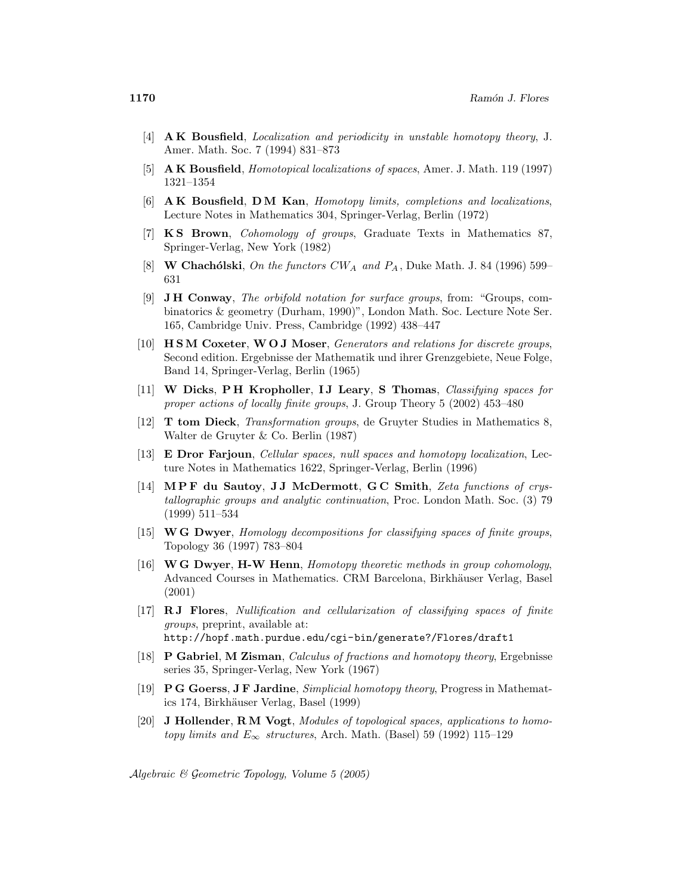[4] **A K Bousfield**, *Localization and periodicity in unstable homotopy theory*, J. Amer. Math. Soc. 7 (1994) 831–873

[5] **A K Bousfield**, *Homotopical localizations of spaces*, Amer. J. Math. 119 (1997) 1321–1354

[6] **A K Bousfield**, **D M Kan**, *Homotopy limits, completions and localizations*, Lecture Notes in Mathematics 304, Springer-Verlag, Berlin (1972)

[7] **K S Brown**, *Cohomology of groups*, Graduate Texts in Mathematics 87, Springer-Verlag, New York (1982)

[8] **W Chachólski**, *On the functors $CW_A$ and $P_A$*, Duke Math. J. 84 (1996) 599–631

[9] **J H Conway**, *The orbifold notation for surface groups*, from: "Groups, combinatorics & geometry (Durham, 1990)", London Math. Soc. Lecture Note Ser. 165, Cambridge Univ. Press, Cambridge (1992) 438–447

[10] **H S M Coxeter**, **W O J Moser**, *Generators and relations for discrete groups*, Second edition. Ergebnisse der Mathematik und ihrer Grenzgebiete, Neue Folge, Band 14, Springer-Verlag, Berlin (1965)

[11] **W Dicks**, **P H Kropholler**, **I J Leary**, **S Thomas**, *Classifying spaces for proper actions of locally finite groups*, J. Group Theory 5 (2002) 453–480

[12] **T tom Dieck**, *Transformation groups*, de Gruyter Studies in Mathematics 8, Walter de Gruyter & Co. Berlin (1987)

[13] **E Dror Farjoun**, *Cellular spaces, null spaces and homotopy localization*, Lecture Notes in Mathematics 1622, Springer-Verlag, Berlin (1996)

[14] **M P F du Sautoy**, **J J McDermott**, **G C Smith**, *Zeta functions of crystallographic groups and analytic continuation*, Proc. London Math. Soc. (3) 79 (1999) 511–534

[15] **W G Dwyer**, *Homology decompositions for classifying spaces of finite groups*, Topology 36 (1997) 783–804

[16] **W G Dwyer**, **H-W Henn**, *Homotopy theoretic methods in group cohomology*, Advanced Courses in Mathematics. CRM Barcelona, Birkhäuser Verlag, Basel (2001)

[17] **R J Flores**, *Nullification and cellularization of classifying spaces of finite groups*, preprint, available at: http://hopf.math.purdue.edu/cgi-bin/generate?/Flores/draft1

[18] **P Gabriel**, **M Zisman**, *Calculus of fractions and homotopy theory*, Ergebnisse series 35, Springer-Verlag, New York (1967)

[19] **P G Goerss**, **J F Jardine**, *Simplicial homotopy theory*, Progress in Mathematics 174, Birkhäuser Verlag, Basel (1999)

[20] **J Hollender**, **R M Vogt**, *Modules of topological spaces, applications to homotopy limits and $E_\infty$ structures*, Arch. Math. (Basel) 59 (1992) 115–129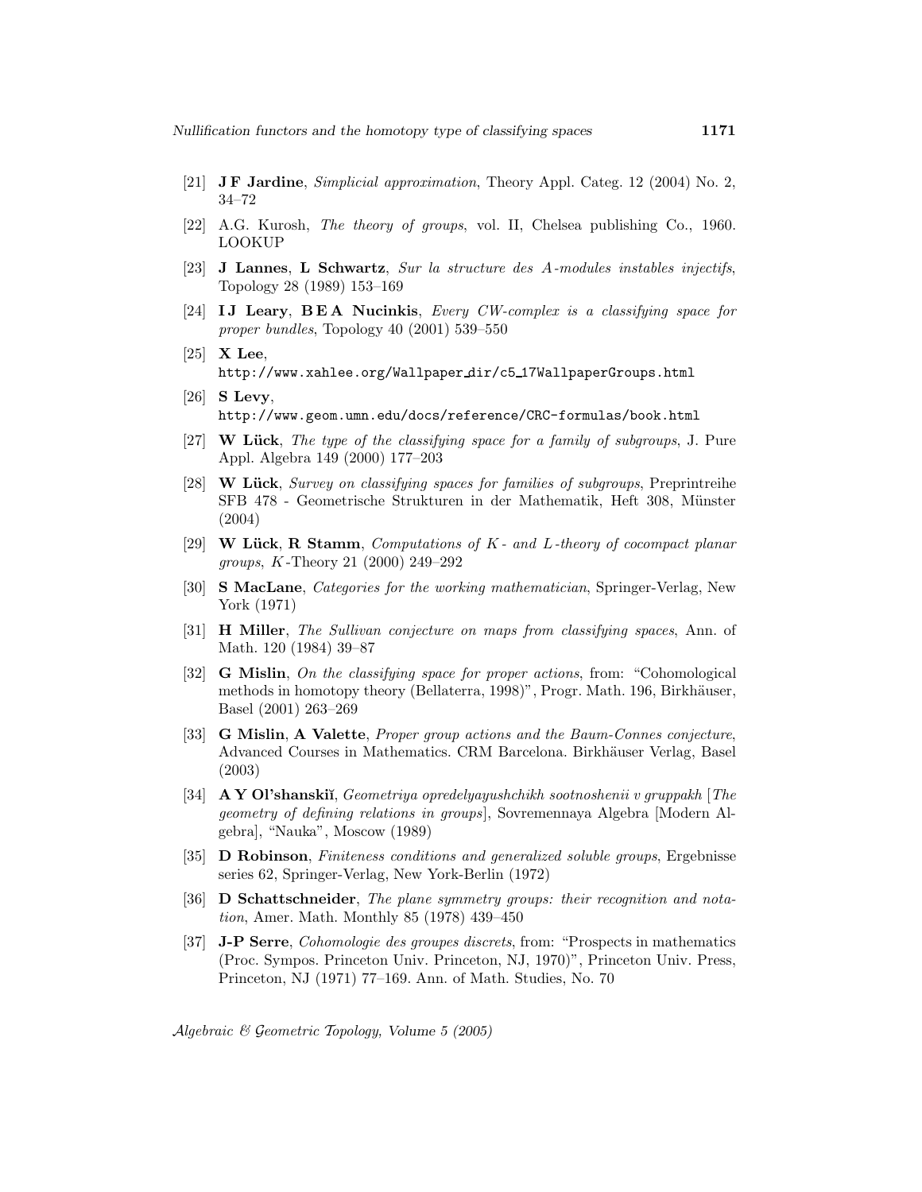- [21] **J F Jardine**, *Simplicial approximation*, Theory Appl. Categ. 12 (2004) No. 2, 34–72
- [22] A.G. Kurosh, *The theory of groups*, vol. II, Chelsea publishing Co., 1960. LOOKUP
- [23] **J Lannes**, **L Schwartz**, *Sur la structure des A-modules instables injectifs*, Topology 28 (1989) 153–169
- [24] **I J Leary**, **B E A Nucinkis**, *Every CW-complex is a classifying space for proper bundles*, Topology 40 (2001) 539–550
- [25] **X Lee**, http://www.xahlee.org/Wallpaper_dir/c5_17WallpaperGroups.html
- [26] **S Levy**, http://www.geom.umn.edu/docs/reference/CRC-formulas/book.html
- [27] **W Lück**, *The type of the classifying space for a family of subgroups*, J. Pure Appl. Algebra 149 (2000) 177–203
- [28] **W Lück**, *Survey on classifying spaces for families of subgroups*, Preprintreihe SFB 478 - Geometrische Strukturen in der Mathematik, Heft 308, Münster (2004)
- [29] **W Lück**, **R Stamm**, *Computations of K- and L-theory of cocompact planar groups*, K-Theory 21 (2000) 249–292
- [30] **S MacLane**, *Categories for the working mathematician*, Springer-Verlag, New York (1971)
- [31] **H Miller**, *The Sullivan conjecture on maps from classifying spaces*, Ann. of Math. 120 (1984) 39–87
- [32] **G Mislin**, *On the classifying space for proper actions*, from: "Cohomological methods in homotopy theory (Bellaterra, 1998)", Progr. Math. 196, Birkhäuser, Basel (2001) 263–269
- [33] **G Mislin**, **A Valette**, *Proper group actions and the Baum-Connes conjecture*, Advanced Courses in Mathematics. CRM Barcelona. Birkhäuser Verlag, Basel (2003)
- [34] **A Y Ol'shanskiĭ**, *Geometriya opredelyayushchikh sootnoshenii v gruppakh* [*The geometry of defining relations in groups*], Sovremennaya Algebra [Modern Algebra], "Nauka", Moscow (1989)
- [35] **D Robinson**, *Finiteness conditions and generalized soluble groups*, Ergebnisse series 62, Springer-Verlag, New York-Berlin (1972)
- [36] **D Schattschneider**, *The plane symmetry groups: their recognition and notation*, Amer. Math. Monthly 85 (1978) 439–450
- [37] **J-P Serre**, *Cohomologie des groupes discrets*, from: "Prospects in mathematics (Proc. Sympos. Princeton Univ. Princeton, NJ, 1970)", Princeton Univ. Press, Princeton, NJ (1971) 77–169. Ann. of Math. Studies, No. 70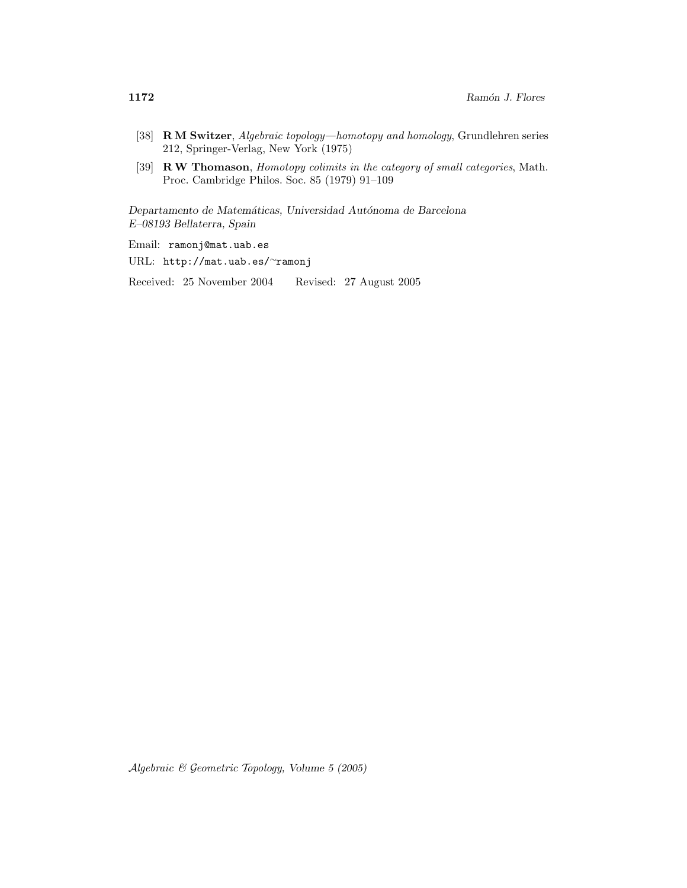[38] **R M Switzer**, *Algebraic topology—homotopy and homology*, Grundlehren series 212, Springer-Verlag, New York (1975)

[39] **R W Thomason**, *Homotopy colimits in the category of small categories*, Math. Proc. Cambridge Philos. Soc. 85 (1979) 91–109

*Departamento de Matemáticas, Universidad Autónoma de Barcelona*
*E–08193 Bellaterra, Spain*

Email: `ramonj@mat.uab.es`

URL: `http://mat.uab.es/~ramonj`

Received: 25 November 2004 Revised: 27 August 2005